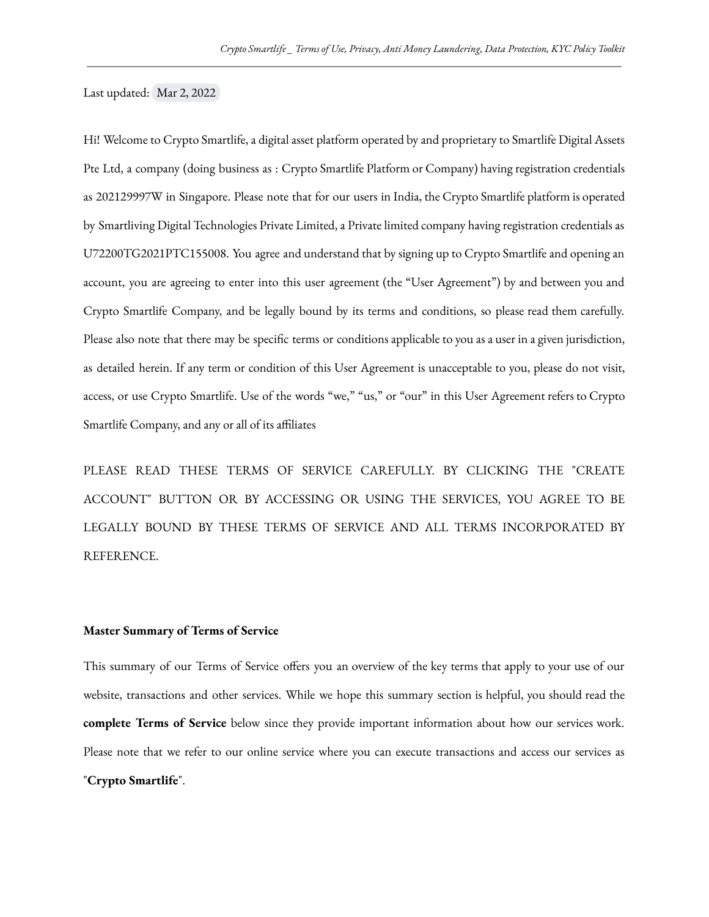Last updated: Mar 2, 2022

Hi! Welcome to Crypto Smartlife, a digital asset platform operated by and proprietary to Smartlife Digital Assets Pte Ltd, a company (doing business as : Crypto Smartlife Platform or Company) having registration credentials as 202129997W in Singapore. Please note that for our users in India, the Crypto Smartlife platform is operated by Smartliving Digital Technologies Private Limited, a Private limited company having registration credentials as U72200TG2021PTC155008. You agree and understand that by signing up to Crypto Smartlife and opening an account, you are agreeing to enter into this user agreement (the "User Agreement") by and between you and Crypto Smartlife Company, and be legally bound by its terms and conditions, so please read them carefully. Please also note that there may be specific terms or conditions applicable to you as a user in a given jurisdiction, as detailed herein. If any term or condition of this User Agreement is unacceptable to you, please do not visit, access, or use Crypto Smartlife. Use of the words "we," "us," or "our" in this User Agreement refers to Crypto Smartlife Company, and any or all of its affiliates

PLEASE READ THESE TERMS OF SERVICE CAREFULLY. BY CLICKING THE "CREATE ACCOUNT" BUTTON OR BY ACCESSING OR USING THE SERVICES, YOU AGREE TO BE LEGALLY BOUND BY THESE TERMS OF SERVICE AND ALL TERMS INCORPORATED BY REFERENCE.

**Master Summary of Terms of Service**

This summary of our Terms of Service offers you an overview of the key terms that apply to your use of our website, transactions and other services. While we hope this summary section is helpful, you should read the **complete Terms of Service** below since they provide important information about how our services work. Please note that we refer to our online service where you can execute transactions and access our services as "**Crypto Smartlife**".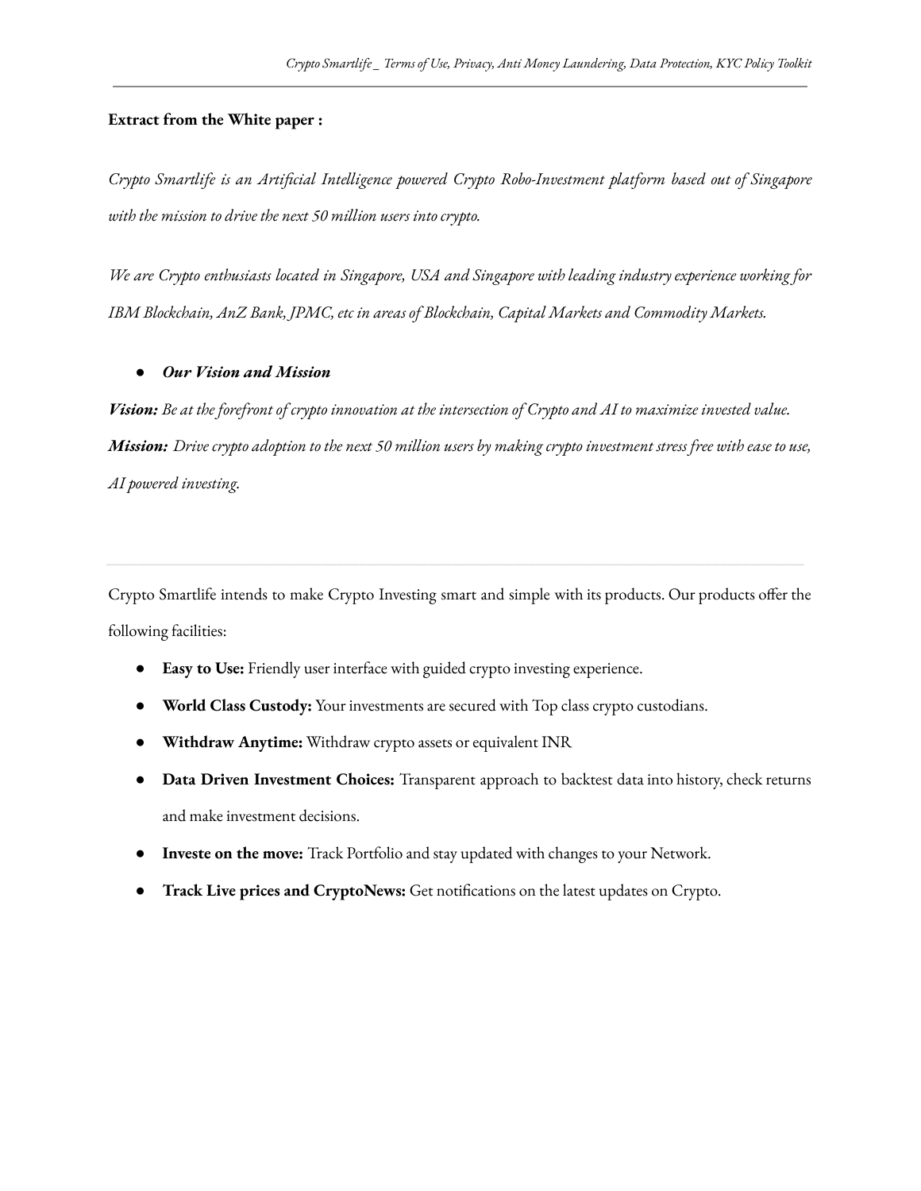**Extract from the White paper :**

*Crypto Smartlife is an Artificial Intelligence powered Crypto Robo-Investment platform based out of Singapore with the mission to drive the next 50 million users into crypto.*

*We are Crypto enthusiasts located in Singapore, USA and Singapore with leading industry experience working for IBM Blockchain, AnZ Bank, JPMC, etc in areas of Blockchain, Capital Markets and Commodity Markets.*

- ***Our Vision and Mission***

***Vision:*** *Be at the forefront of crypto innovation at the intersection of Crypto and AI to maximize invested value.*

***Mission:*** *Drive crypto adoption to the next 50 million users by making crypto investment stress free with ease to use, AI powered investing.*

---

Crypto Smartlife intends to make Crypto Investing smart and simple with its products. Our products offer the following facilities:

- **Easy to Use:** Friendly user interface with guided crypto investing experience.
- **World Class Custody:** Your investments are secured with Top class crypto custodians.
- **Withdraw Anytime:** Withdraw crypto assets or equivalent INR
- **Data Driven Investment Choices:** Transparent approach to backtest data into history, check returns and make investment decisions.
- **Investe on the move:** Track Portfolio and stay updated with changes to your Network.
- **Track Live prices and CryptoNews:** Get notifications on the latest updates on Crypto.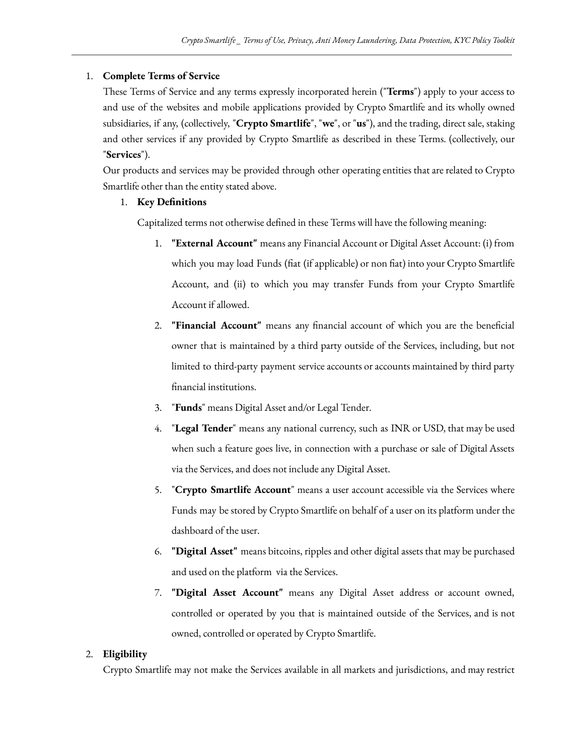1. **Complete Terms of Service**

   These Terms of Service and any terms expressly incorporated herein ("**Terms**") apply to your access to and use of the websites and mobile applications provided by Crypto Smartlife and its wholly owned subsidiaries, if any, (collectively, "**Crypto Smartlife**", "**we**", or "**us**"), and the trading, direct sale, staking and other services if any provided by Crypto Smartlife as described in these Terms. (collectively, our "**Services**").

   Our products and services may be provided through other operating entities that are related to Crypto Smartlife other than the entity stated above.

   1. **Key Definitions**

      Capitalized terms not otherwise defined in these Terms will have the following meaning:

      1. **"External Account"** means any Financial Account or Digital Asset Account: (i) from which you may load Funds (fiat (if applicable) or non fiat) into your Crypto Smartlife Account, and (ii) to which you may transfer Funds from your Crypto Smartlife Account if allowed.
      2. **"Financial Account"** means any financial account of which you are the beneficial owner that is maintained by a third party outside of the Services, including, but not limited to third-party payment service accounts or accounts maintained by third party financial institutions.
      3. "**Funds**" means Digital Asset and/or Legal Tender.
      4. "**Legal Tender**" means any national currency, such as INR or USD, that may be used when such a feature goes live, in connection with a purchase or sale of Digital Assets via the Services, and does not include any Digital Asset.
      5. "**Crypto Smartlife Account**" means a user account accessible via the Services where Funds may be stored by Crypto Smartlife on behalf of a user on its platform under the dashboard of the user.
      6. **"Digital Asset"** means bitcoins, ripples and other digital assets that may be purchased and used on the platform via the Services.
      7. **"Digital Asset Account"** means any Digital Asset address or account owned, controlled or operated by you that is maintained outside of the Services, and is not owned, controlled or operated by Crypto Smartlife.

2. **Eligibility**

   Crypto Smartlife may not make the Services available in all markets and jurisdictions, and may restrict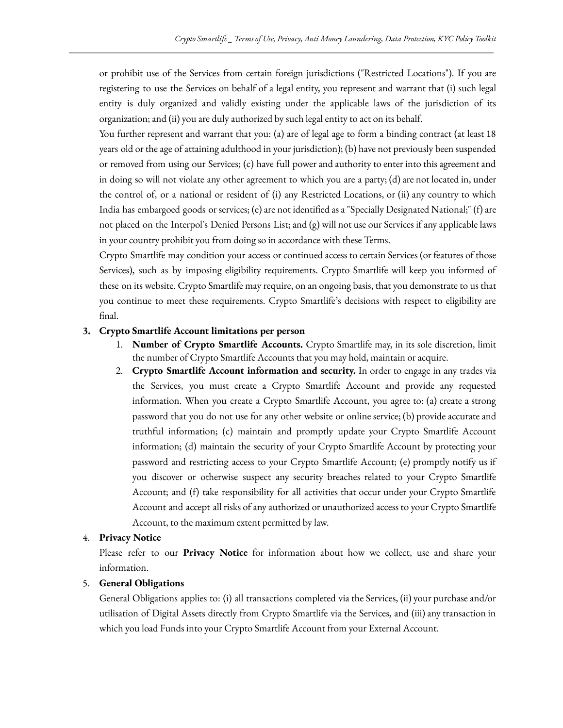or prohibit use of the Services from certain foreign jurisdictions ("Restricted Locations"). If you are registering to use the Services on behalf of a legal entity, you represent and warrant that (i) such legal entity is duly organized and validly existing under the applicable laws of the jurisdiction of its organization; and (ii) you are duly authorized by such legal entity to act on its behalf.

You further represent and warrant that you: (a) are of legal age to form a binding contract (at least 18 years old or the age of attaining adulthood in your jurisdiction); (b) have not previously been suspended or removed from using our Services; (c) have full power and authority to enter into this agreement and in doing so will not violate any other agreement to which you are a party; (d) are not located in, under the control of, or a national or resident of (i) any Restricted Locations, or (ii) any country to which India has embargoed goods or services; (e) are not identified as a "Specially Designated National;" (f) are not placed on the Interpol's Denied Persons List; and (g) will not use our Services if any applicable laws in your country prohibit you from doing so in accordance with these Terms.

Crypto Smartlife may condition your access or continued access to certain Services (or features of those Services), such as by imposing eligibility requirements. Crypto Smartlife will keep you informed of these on its website. Crypto Smartlife may require, on an ongoing basis, that you demonstrate to us that you continue to meet these requirements. Crypto Smartlife's decisions with respect to eligibility are final.

3. **Crypto Smartlife Account limitations per person**
   1. **Number of Crypto Smartlife Accounts.** Crypto Smartlife may, in its sole discretion, limit the number of Crypto Smartlife Accounts that you may hold, maintain or acquire.
   2. **Crypto Smartlife Account information and security.** In order to engage in any trades via the Services, you must create a Crypto Smartlife Account and provide any requested information. When you create a Crypto Smartlife Account, you agree to: (a) create a strong password that you do not use for any other website or online service; (b) provide accurate and truthful information; (c) maintain and promptly update your Crypto Smartlife Account information; (d) maintain the security of your Crypto Smartlife Account by protecting your password and restricting access to your Crypto Smartlife Account; (e) promptly notify us if you discover or otherwise suspect any security breaches related to your Crypto Smartlife Account; and (f) take responsibility for all activities that occur under your Crypto Smartlife Account and accept all risks of any authorized or unauthorized access to your Crypto Smartlife Account, to the maximum extent permitted by law.

4. **Privacy Notice**

   Please refer to our **Privacy Notice** for information about how we collect, use and share your information.

5. **General Obligations**

   General Obligations applies to: (i) all transactions completed via the Services, (ii) your purchase and/or utilisation of Digital Assets directly from Crypto Smartlife via the Services, and (iii) any transaction in which you load Funds into your Crypto Smartlife Account from your External Account.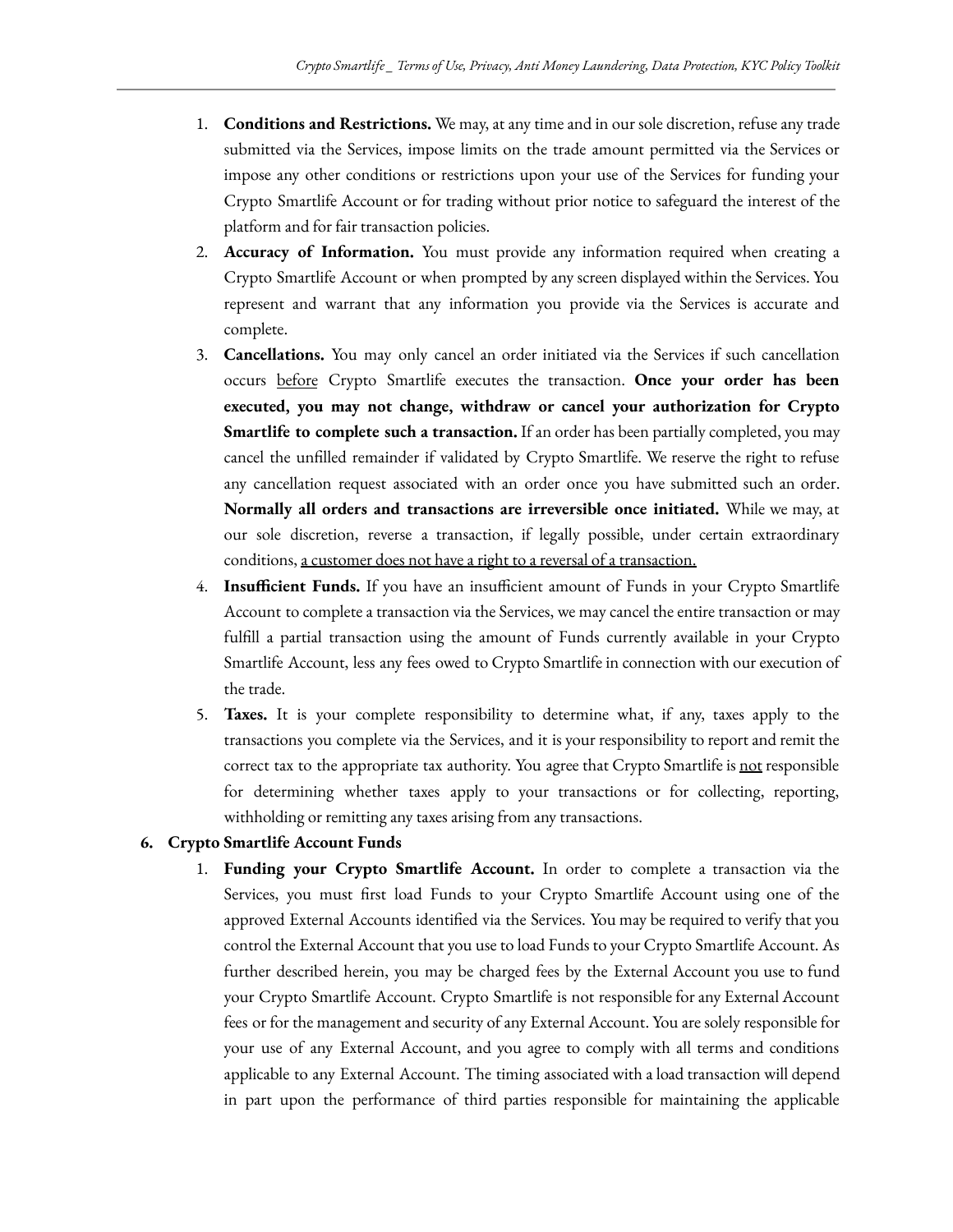1. **Conditions and Restrictions.** We may, at any time and in our sole discretion, refuse any trade submitted via the Services, impose limits on the trade amount permitted via the Services or impose any other conditions or restrictions upon your use of the Services for funding your Crypto Smartlife Account or for trading without prior notice to safeguard the interest of the platform and for fair transaction policies.
2. **Accuracy of Information.** You must provide any information required when creating a Crypto Smartlife Account or when prompted by any screen displayed within the Services. You represent and warrant that any information you provide via the Services is accurate and complete.
3. **Cancellations.** You may only cancel an order initiated via the Services if such cancellation occurs before Crypto Smartlife executes the transaction. **Once your order has been executed, you may not change, withdraw or cancel your authorization for Crypto Smartlife to complete such a transaction.** If an order has been partially completed, you may cancel the unfilled remainder if validated by Crypto Smartlife. We reserve the right to refuse any cancellation request associated with an order once you have submitted such an order. **Normally all orders and transactions are irreversible once initiated.** While we may, at our sole discretion, reverse a transaction, if legally possible, under certain extraordinary conditions, a customer does not have a right to a reversal of a transaction.
4. **Insufficient Funds.** If you have an insufficient amount of Funds in your Crypto Smartlife Account to complete a transaction via the Services, we may cancel the entire transaction or may fulfill a partial transaction using the amount of Funds currently available in your Crypto Smartlife Account, less any fees owed to Crypto Smartlife in connection with our execution of the trade.
5. **Taxes.** It is your complete responsibility to determine what, if any, taxes apply to the transactions you complete via the Services, and it is your responsibility to report and remit the correct tax to the appropriate tax authority. You agree that Crypto Smartlife is not responsible for determining whether taxes apply to your transactions or for collecting, reporting, withholding or remitting any taxes arising from any transactions.

**6. Crypto Smartlife Account Funds**

1. **Funding your Crypto Smartlife Account.** In order to complete a transaction via the Services, you must first load Funds to your Crypto Smartlife Account using one of the approved External Accounts identified via the Services. You may be required to verify that you control the External Account that you use to load Funds to your Crypto Smartlife Account. As further described herein, you may be charged fees by the External Account you use to fund your Crypto Smartlife Account. Crypto Smartlife is not responsible for any External Account fees or for the management and security of any External Account. You are solely responsible for your use of any External Account, and you agree to comply with all terms and conditions applicable to any External Account. The timing associated with a load transaction will depend in part upon the performance of third parties responsible for maintaining the applicable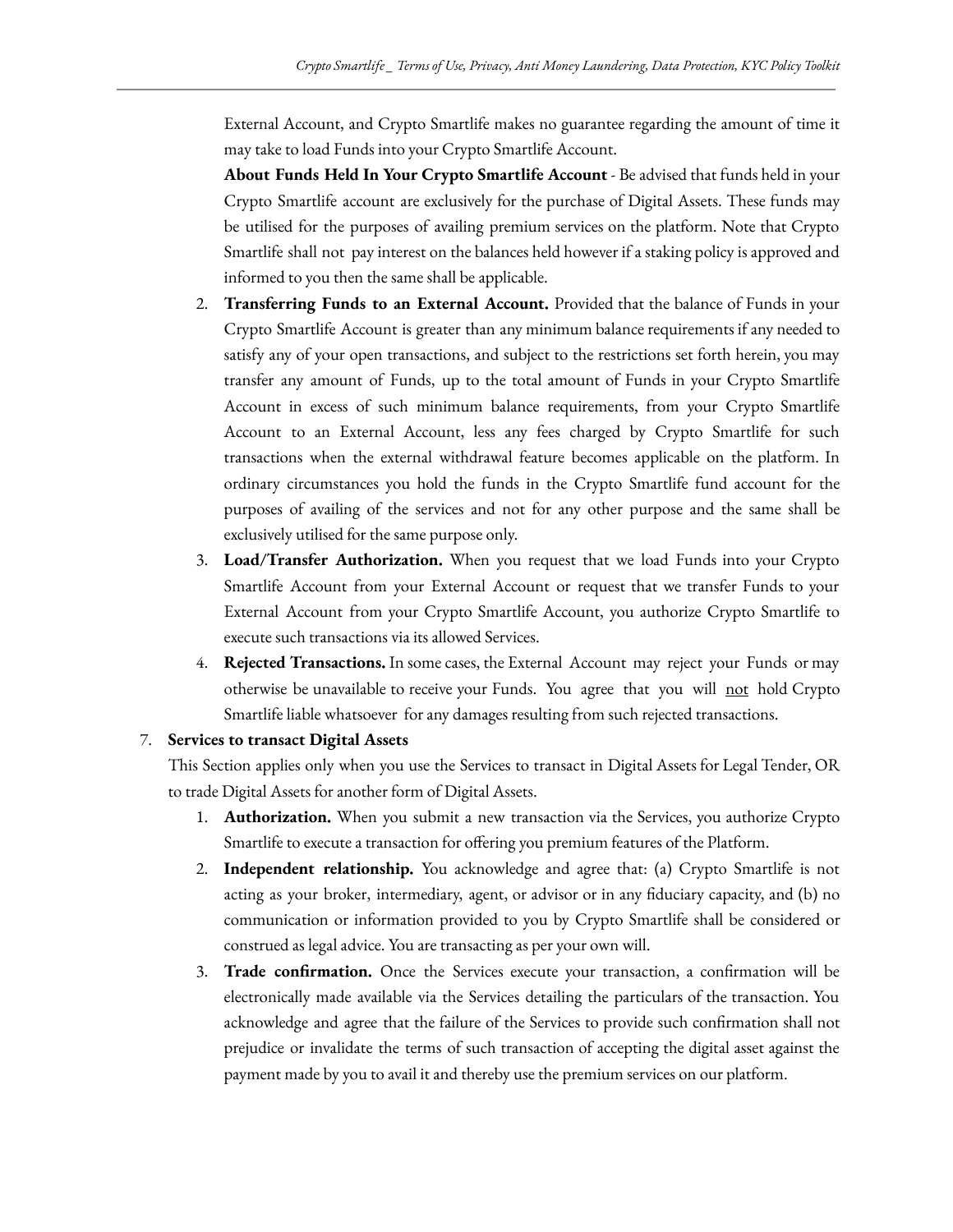External Account, and Crypto Smartlife makes no guarantee regarding the amount of time it may take to load Funds into your Crypto Smartlife Account.

**About Funds Held In Your Crypto Smartlife Account** - Be advised that funds held in your Crypto Smartlife account are exclusively for the purchase of Digital Assets. These funds may be utilised for the purposes of availing premium services on the platform. Note that Crypto Smartlife shall not pay interest on the balances held however if a staking policy is approved and informed to you then the same shall be applicable.

2. **Transferring Funds to an External Account.** Provided that the balance of Funds in your Crypto Smartlife Account is greater than any minimum balance requirements if any needed to satisfy any of your open transactions, and subject to the restrictions set forth herein, you may transfer any amount of Funds, up to the total amount of Funds in your Crypto Smartlife Account in excess of such minimum balance requirements, from your Crypto Smartlife Account to an External Account, less any fees charged by Crypto Smartlife for such transactions when the external withdrawal feature becomes applicable on the platform. In ordinary circumstances you hold the funds in the Crypto Smartlife fund account for the purposes of availing of the services and not for any other purpose and the same shall be exclusively utilised for the same purpose only.
3. **Load/Transfer Authorization.** When you request that we load Funds into your Crypto Smartlife Account from your External Account or request that we transfer Funds to your External Account from your Crypto Smartlife Account, you authorize Crypto Smartlife to execute such transactions via its allowed Services.
4. **Rejected Transactions.** In some cases, the External Account may reject your Funds or may otherwise be unavailable to receive your Funds. You agree that you will <u>not</u> hold Crypto Smartlife liable whatsoever for any damages resulting from such rejected transactions.

7. **Services to transact Digital Assets**

This Section applies only when you use the Services to transact in Digital Assets for Legal Tender, OR to trade Digital Assets for another form of Digital Assets.

1. **Authorization.** When you submit a new transaction via the Services, you authorize Crypto Smartlife to execute a transaction for offering you premium features of the Platform.
2. **Independent relationship.** You acknowledge and agree that: (a) Crypto Smartlife is not acting as your broker, intermediary, agent, or advisor or in any fiduciary capacity, and (b) no communication or information provided to you by Crypto Smartlife shall be considered or construed as legal advice. You are transacting as per your own will.
3. **Trade confirmation.** Once the Services execute your transaction, a confirmation will be electronically made available via the Services detailing the particulars of the transaction. You acknowledge and agree that the failure of the Services to provide such confirmation shall not prejudice or invalidate the terms of such transaction of accepting the digital asset against the payment made by you to avail it and thereby use the premium services on our platform.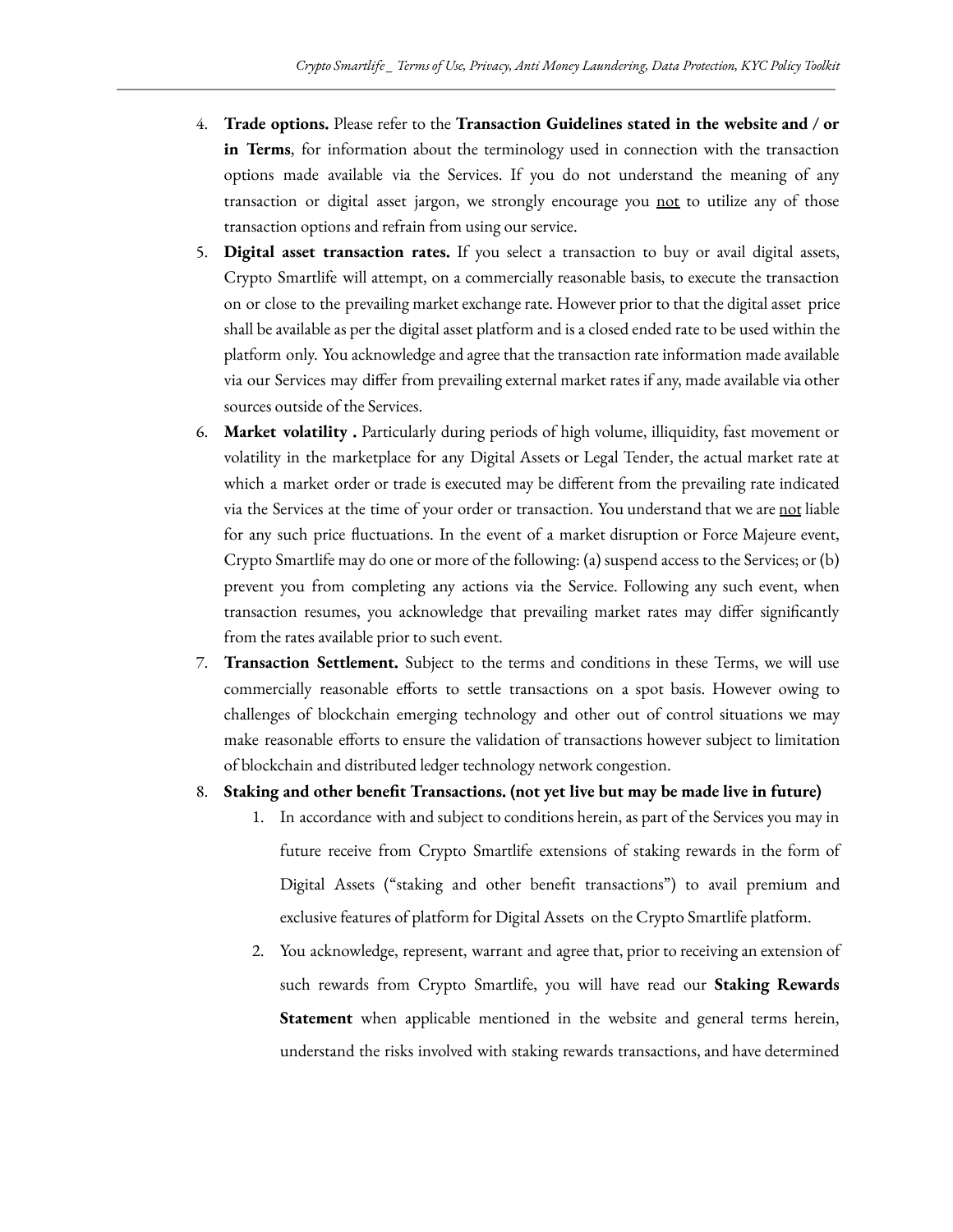4. **Trade options.** Please refer to the **Transaction Guidelines stated in the website and / or in Terms**, for information about the terminology used in connection with the transaction options made available via the Services. If you do not understand the meaning of any transaction or digital asset jargon, we strongly encourage you <u>not</u> to utilize any of those transaction options and refrain from using our service.
5. **Digital asset transaction rates.** If you select a transaction to buy or avail digital assets, Crypto Smartlife will attempt, on a commercially reasonable basis, to execute the transaction on or close to the prevailing market exchange rate. However prior to that the digital asset price shall be available as per the digital asset platform and is a closed ended rate to be used within the platform only. You acknowledge and agree that the transaction rate information made available via our Services may differ from prevailing external market rates if any, made available via other sources outside of the Services.
6. **Market volatility .** Particularly during periods of high volume, illiquidity, fast movement or volatility in the marketplace for any Digital Assets or Legal Tender, the actual market rate at which a market order or trade is executed may be different from the prevailing rate indicated via the Services at the time of your order or transaction. You understand that we are <u>not</u> liable for any such price fluctuations. In the event of a market disruption or Force Majeure event, Crypto Smartlife may do one or more of the following: (a) suspend access to the Services; or (b) prevent you from completing any actions via the Service. Following any such event, when transaction resumes, you acknowledge that prevailing market rates may differ significantly from the rates available prior to such event.
7. **Transaction Settlement.** Subject to the terms and conditions in these Terms, we will use commercially reasonable efforts to settle transactions on a spot basis. However owing to challenges of blockchain emerging technology and other out of control situations we may make reasonable efforts to ensure the validation of transactions however subject to limitation of blockchain and distributed ledger technology network congestion.
8. **Staking and other benefit Transactions. (not yet live but may be made live in future)**
    1. In accordance with and subject to conditions herein, as part of the Services you may in future receive from Crypto Smartlife extensions of staking rewards in the form of Digital Assets ("staking and other benefit transactions") to avail premium and exclusive features of platform for Digital Assets on the Crypto Smartlife platform.
    2. You acknowledge, represent, warrant and agree that, prior to receiving an extension of such rewards from Crypto Smartlife, you will have read our **Staking Rewards Statement** when applicable mentioned in the website and general terms herein, understand the risks involved with staking rewards transactions, and have determined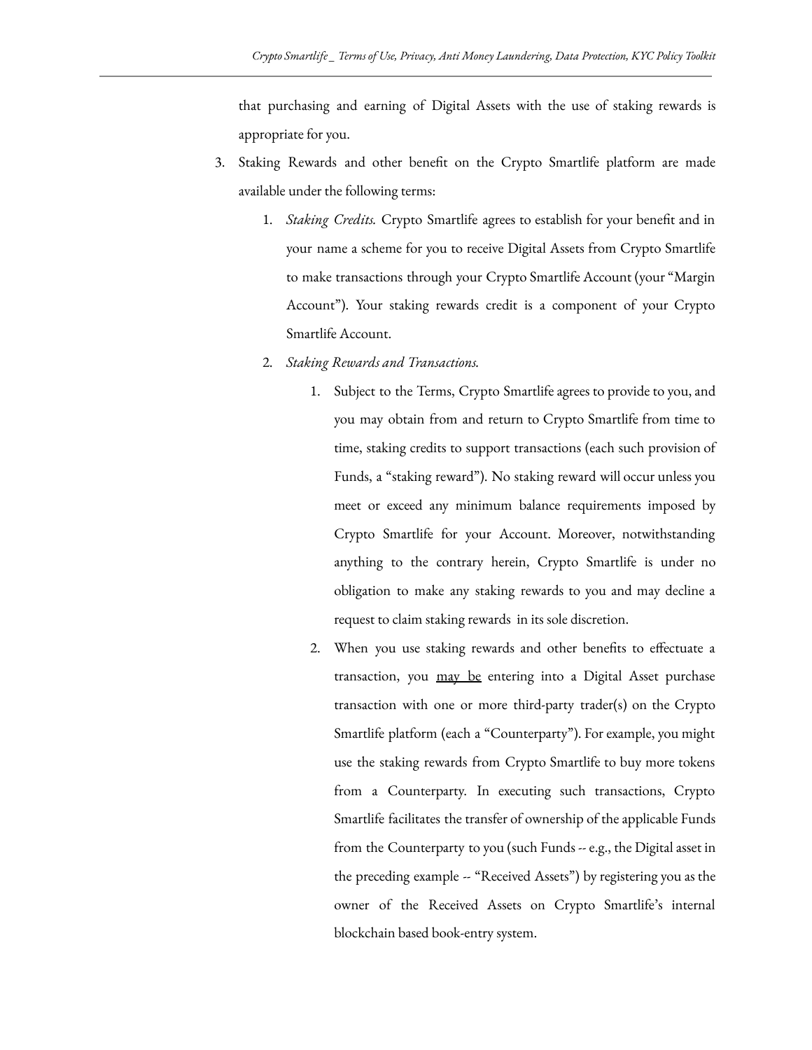that purchasing and earning of Digital Assets with the use of staking rewards is appropriate for you.

3. Staking Rewards and other benefit on the Crypto Smartlife platform are made available under the following terms:
    1. *Staking Credits.* Crypto Smartlife agrees to establish for your benefit and in your name a scheme for you to receive Digital Assets from Crypto Smartlife to make transactions through your Crypto Smartlife Account (your "Margin Account"). Your staking rewards credit is a component of your Crypto Smartlife Account.
    2. *Staking Rewards and Transactions.*
        1. Subject to the Terms, Crypto Smartlife agrees to provide to you, and you may obtain from and return to Crypto Smartlife from time to time, staking credits to support transactions (each such provision of Funds, a "staking reward"). No staking reward will occur unless you meet or exceed any minimum balance requirements imposed by Crypto Smartlife for your Account. Moreover, notwithstanding anything to the contrary herein, Crypto Smartlife is under no obligation to make any staking rewards to you and may decline a request to claim staking rewards in its sole discretion.
        2. When you use staking rewards and other benefits to effectuate a transaction, you <u>may be</u> entering into a Digital Asset purchase transaction with one or more third-party trader(s) on the Crypto Smartlife platform (each a "Counterparty"). For example, you might use the staking rewards from Crypto Smartlife to buy more tokens from a Counterparty. In executing such transactions, Crypto Smartlife facilitates the transfer of ownership of the applicable Funds from the Counterparty to you (such Funds -- e.g., the Digital asset in the preceding example -- "Received Assets") by registering you as the owner of the Received Assets on Crypto Smartlife's internal blockchain based book-entry system.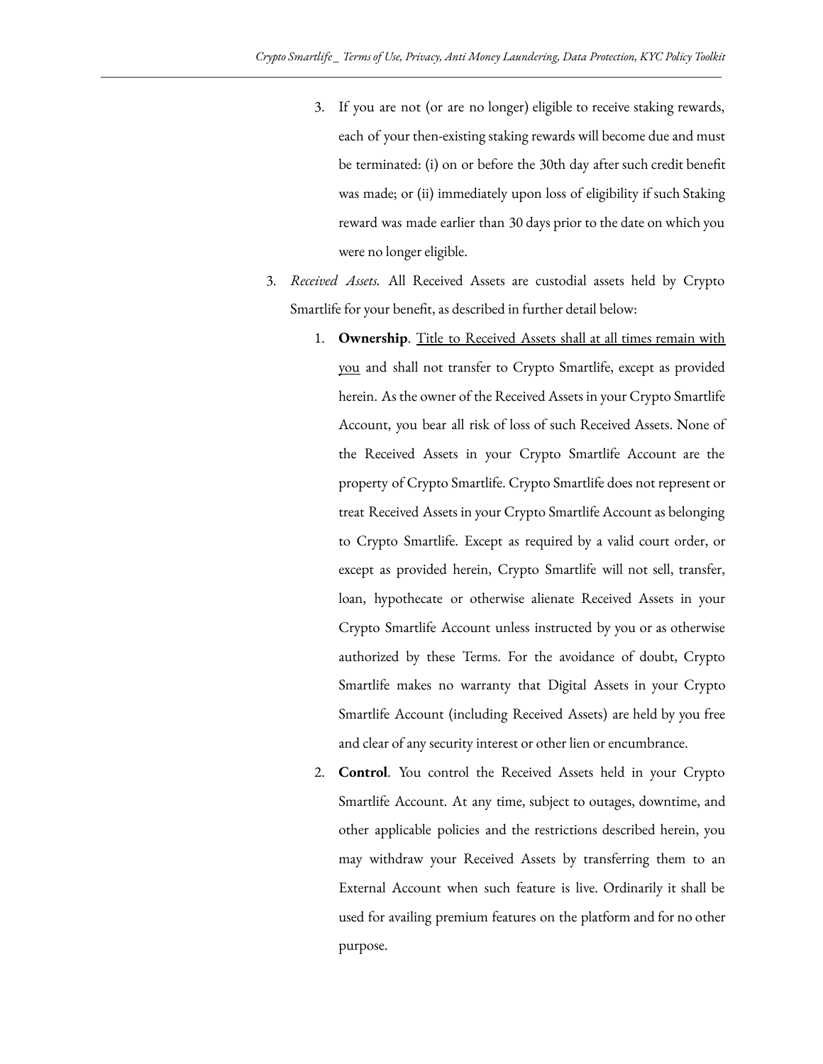3. If you are not (or are no longer) eligible to receive staking rewards, each of your then-existing staking rewards will become due and must be terminated: (i) on or before the 30th day after such credit benefit was made; or (ii) immediately upon loss of eligibility if such Staking reward was made earlier than 30 days prior to the date on which you were no longer eligible.

3. *Received Assets.* All Received Assets are custodial assets held by Crypto Smartlife for your benefit, as described in further detail below:
   1. **Ownership**. <u>Title to Received Assets shall at all times remain with you</u> and shall not transfer to Crypto Smartlife, except as provided herein. As the owner of the Received Assets in your Crypto Smartlife Account, you bear all risk of loss of such Received Assets. None of the Received Assets in your Crypto Smartlife Account are the property of Crypto Smartlife. Crypto Smartlife does not represent or treat Received Assets in your Crypto Smartlife Account as belonging to Crypto Smartlife. Except as required by a valid court order, or except as provided herein, Crypto Smartlife will not sell, transfer, loan, hypothecate or otherwise alienate Received Assets in your Crypto Smartlife Account unless instructed by you or as otherwise authorized by these Terms. For the avoidance of doubt, Crypto Smartlife makes no warranty that Digital Assets in your Crypto Smartlife Account (including Received Assets) are held by you free and clear of any security interest or other lien or encumbrance.
   2. **Control**. You control the Received Assets held in your Crypto Smartlife Account. At any time, subject to outages, downtime, and other applicable policies and the restrictions described herein, you may withdraw your Received Assets by transferring them to an External Account when such feature is live. Ordinarily it shall be used for availing premium features on the platform and for no other purpose.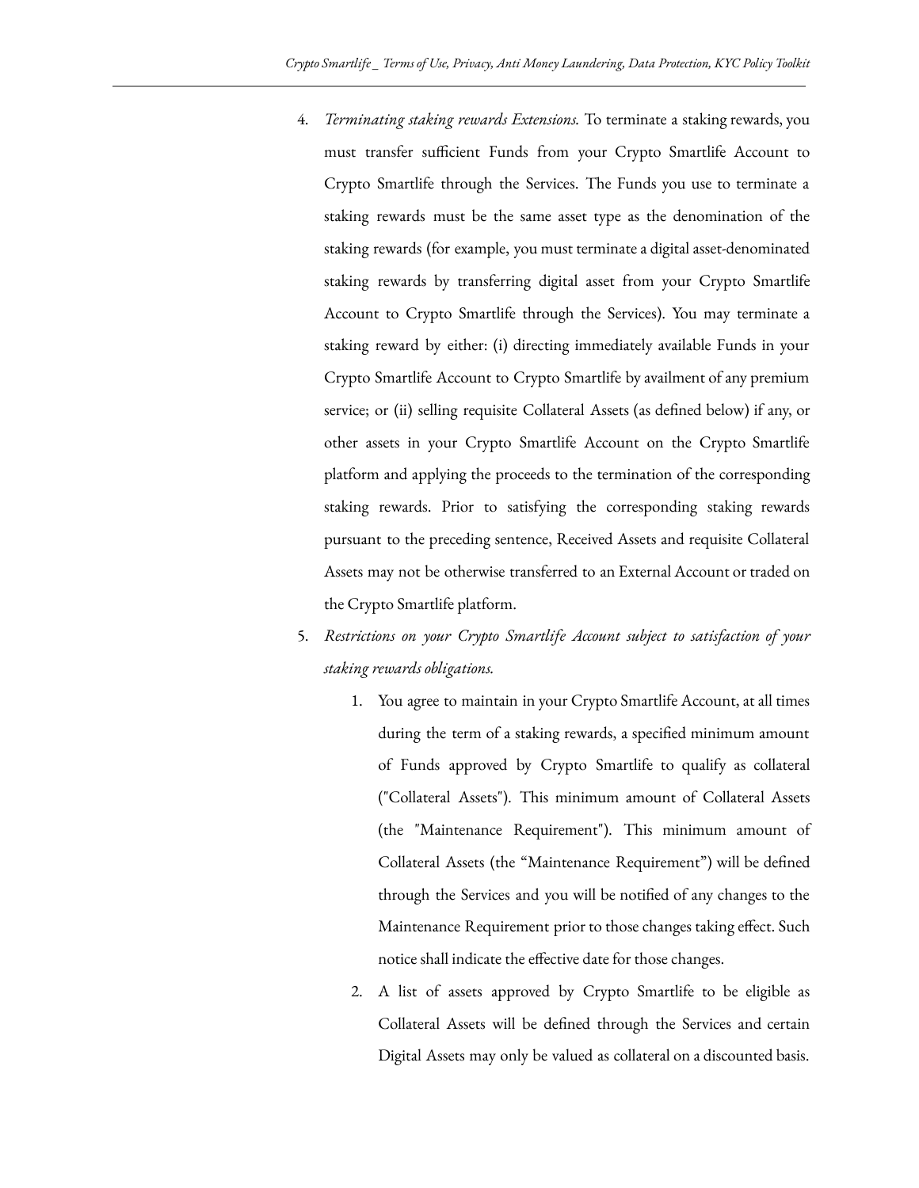4. *Terminating staking rewards Extensions.* To terminate a staking rewards, you must transfer sufficient Funds from your Crypto Smartlife Account to Crypto Smartlife through the Services. The Funds you use to terminate a staking rewards must be the same asset type as the denomination of the staking rewards (for example, you must terminate a digital asset-denominated staking rewards by transferring digital asset from your Crypto Smartlife Account to Crypto Smartlife through the Services). You may terminate a staking reward by either: (i) directing immediately available Funds in your Crypto Smartlife Account to Crypto Smartlife by availment of any premium service; or (ii) selling requisite Collateral Assets (as defined below) if any, or other assets in your Crypto Smartlife Account on the Crypto Smartlife platform and applying the proceeds to the termination of the corresponding staking rewards. Prior to satisfying the corresponding staking rewards pursuant to the preceding sentence, Received Assets and requisite Collateral Assets may not be otherwise transferred to an External Account or traded on the Crypto Smartlife platform.
5. *Restrictions on your Crypto Smartlife Account subject to satisfaction of your staking rewards obligations.*
    1. You agree to maintain in your Crypto Smartlife Account, at all times during the term of a staking rewards, a specified minimum amount of Funds approved by Crypto Smartlife to qualify as collateral ("Collateral Assets"). This minimum amount of Collateral Assets (the "Maintenance Requirement"). This minimum amount of Collateral Assets (the "Maintenance Requirement") will be defined through the Services and you will be notified of any changes to the Maintenance Requirement prior to those changes taking effect. Such notice shall indicate the effective date for those changes.
    2. A list of assets approved by Crypto Smartlife to be eligible as Collateral Assets will be defined through the Services and certain Digital Assets may only be valued as collateral on a discounted basis.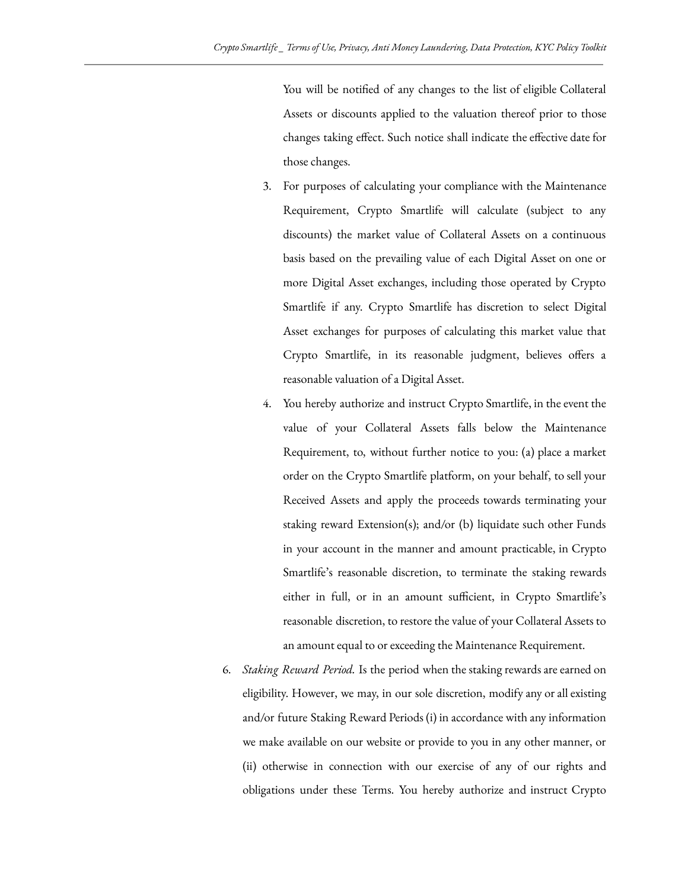You will be notified of any changes to the list of eligible Collateral Assets or discounts applied to the valuation thereof prior to those changes taking effect. Such notice shall indicate the effective date for those changes.

3. For purposes of calculating your compliance with the Maintenance Requirement, Crypto Smartlife will calculate (subject to any discounts) the market value of Collateral Assets on a continuous basis based on the prevailing value of each Digital Asset on one or more Digital Asset exchanges, including those operated by Crypto Smartlife if any. Crypto Smartlife has discretion to select Digital Asset exchanges for purposes of calculating this market value that Crypto Smartlife, in its reasonable judgment, believes offers a reasonable valuation of a Digital Asset.
4. You hereby authorize and instruct Crypto Smartlife, in the event the value of your Collateral Assets falls below the Maintenance Requirement, to, without further notice to you: (a) place a market order on the Crypto Smartlife platform, on your behalf, to sell your Received Assets and apply the proceeds towards terminating your staking reward Extension(s); and/or (b) liquidate such other Funds in your account in the manner and amount practicable, in Crypto Smartlife's reasonable discretion, to terminate the staking rewards either in full, or in an amount sufficient, in Crypto Smartlife's reasonable discretion, to restore the value of your Collateral Assets to an amount equal to or exceeding the Maintenance Requirement.

6. *Staking Reward Period.* Is the period when the staking rewards are earned on eligibility. However, we may, in our sole discretion, modify any or all existing and/or future Staking Reward Periods (i) in accordance with any information we make available on our website or provide to you in any other manner, or (ii) otherwise in connection with our exercise of any of our rights and obligations under these Terms. You hereby authorize and instruct Crypto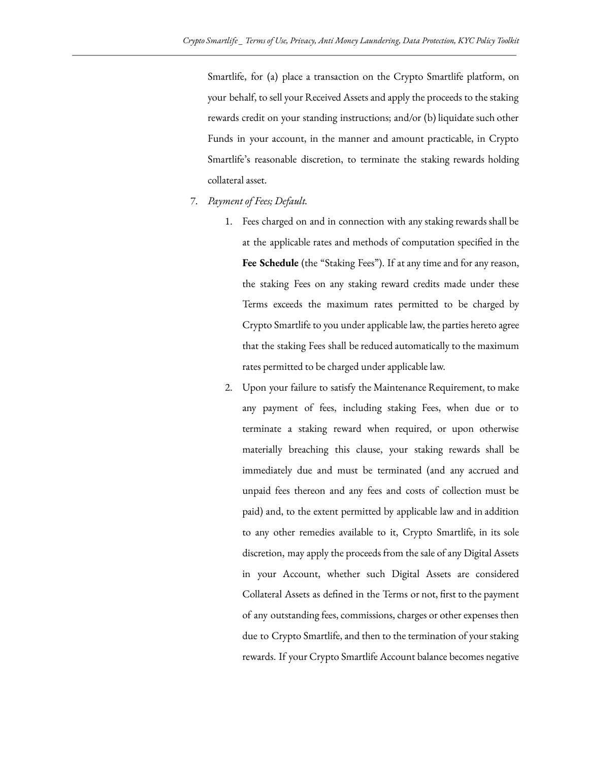Smartlife, for (a) place a transaction on the Crypto Smartlife platform, on your behalf, to sell your Received Assets and apply the proceeds to the staking rewards credit on your standing instructions; and/or (b) liquidate such other Funds in your account, in the manner and amount practicable, in Crypto Smartlife's reasonable discretion, to terminate the staking rewards holding collateral asset.

7. *Payment of Fees; Default.*
    1. Fees charged on and in connection with any staking rewards shall be at the applicable rates and methods of computation specified in the **Fee Schedule** (the "Staking Fees"). If at any time and for any reason, the staking Fees on any staking reward credits made under these Terms exceeds the maximum rates permitted to be charged by Crypto Smartlife to you under applicable law, the parties hereto agree that the staking Fees shall be reduced automatically to the maximum rates permitted to be charged under applicable law.
    2. Upon your failure to satisfy the Maintenance Requirement, to make any payment of fees, including staking Fees, when due or to terminate a staking reward when required, or upon otherwise materially breaching this clause, your staking rewards shall be immediately due and must be terminated (and any accrued and unpaid fees thereon and any fees and costs of collection must be paid) and, to the extent permitted by applicable law and in addition to any other remedies available to it, Crypto Smartlife, in its sole discretion, may apply the proceeds from the sale of any Digital Assets in your Account, whether such Digital Assets are considered Collateral Assets as defined in the Terms or not, first to the payment of any outstanding fees, commissions, charges or other expenses then due to Crypto Smartlife, and then to the termination of your staking rewards. If your Crypto Smartlife Account balance becomes negative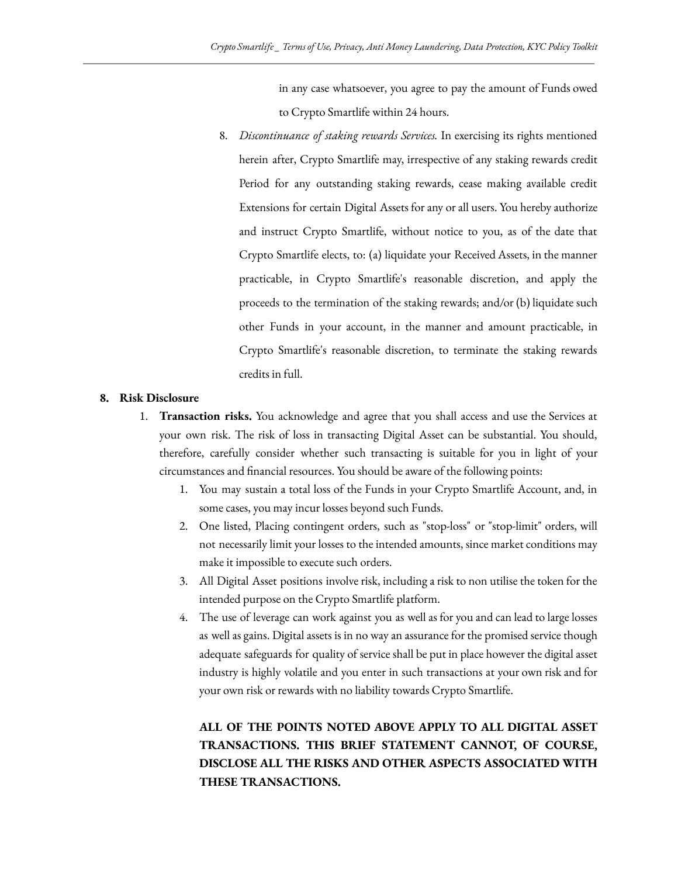in any case whatsoever, you agree to pay the amount of Funds owed to Crypto Smartlife within 24 hours.

8. *Discontinuance of staking rewards Services.* In exercising its rights mentioned herein after, Crypto Smartlife may, irrespective of any staking rewards credit Period for any outstanding staking rewards, cease making available credit Extensions for certain Digital Assets for any or all users. You hereby authorize and instruct Crypto Smartlife, without notice to you, as of the date that Crypto Smartlife elects, to: (a) liquidate your Received Assets, in the manner practicable, in Crypto Smartlife's reasonable discretion, and apply the proceeds to the termination of the staking rewards; and/or (b) liquidate such other Funds in your account, in the manner and amount practicable, in Crypto Smartlife's reasonable discretion, to terminate the staking rewards credits in full.

## 8. Risk Disclosure

1. **Transaction risks.** You acknowledge and agree that you shall access and use the Services at your own risk. The risk of loss in transacting Digital Asset can be substantial. You should, therefore, carefully consider whether such transacting is suitable for you in light of your circumstances and financial resources. You should be aware of the following points:
    1. You may sustain a total loss of the Funds in your Crypto Smartlife Account, and, in some cases, you may incur losses beyond such Funds.
    2. One listed, Placing contingent orders, such as "stop-loss" or "stop-limit" orders, will not necessarily limit your losses to the intended amounts, since market conditions may make it impossible to execute such orders.
    3. All Digital Asset positions involve risk, including a risk to non utilise the token for the intended purpose on the Crypto Smartlife platform.
    4. The use of leverage can work against you as well as for you and can lead to large losses as well as gains. Digital assets is in no way an assurance for the promised service though adequate safeguards for quality of service shall be put in place however the digital asset industry is highly volatile and you enter in such transactions at your own risk and for your own risk or rewards with no liability towards Crypto Smartlife.

    **ALL OF THE POINTS NOTED ABOVE APPLY TO ALL DIGITAL ASSET TRANSACTIONS. THIS BRIEF STATEMENT CANNOT, OF COURSE, DISCLOSE ALL THE RISKS AND OTHER ASPECTS ASSOCIATED WITH THESE TRANSACTIONS.**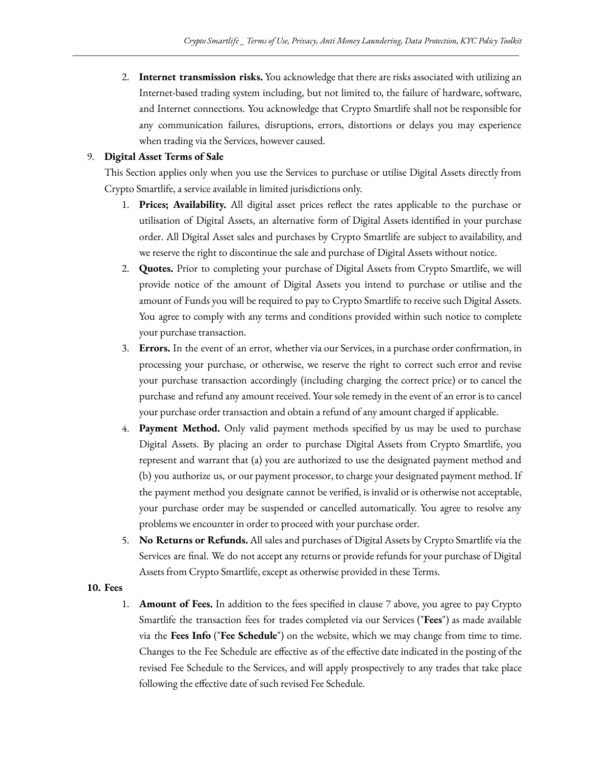2. **Internet transmission risks.** You acknowledge that there are risks associated with utilizing an Internet-based trading system including, but not limited to, the failure of hardware, software, and Internet connections. You acknowledge that Crypto Smartlife shall not be responsible for any communication failures, disruptions, errors, distortions or delays you may experience when trading via the Services, however caused.

9. **Digital Asset Terms of Sale**

   This Section applies only when you use the Services to purchase or utilise Digital Assets directly from Crypto Smartlife, a service available in limited jurisdictions only.

   1. **Prices; Availability.** All digital asset prices reflect the rates applicable to the purchase or utilisation of Digital Assets, an alternative form of Digital Assets identified in your purchase order. All Digital Asset sales and purchases by Crypto Smartlife are subject to availability, and we reserve the right to discontinue the sale and purchase of Digital Assets without notice.
   2. **Quotes.** Prior to completing your purchase of Digital Assets from Crypto Smartlife, we will provide notice of the amount of Digital Assets you intend to purchase or utilise and the amount of Funds you will be required to pay to Crypto Smartlife to receive such Digital Assets. You agree to comply with any terms and conditions provided within such notice to complete your purchase transaction.
   3. **Errors.** In the event of an error, whether via our Services, in a purchase order confirmation, in processing your purchase, or otherwise, we reserve the right to correct such error and revise your purchase transaction accordingly (including charging the correct price) or to cancel the purchase and refund any amount received. Your sole remedy in the event of an error is to cancel your purchase order transaction and obtain a refund of any amount charged if applicable.
   4. **Payment Method.** Only valid payment methods specified by us may be used to purchase Digital Assets. By placing an order to purchase Digital Assets from Crypto Smartlife, you represent and warrant that (a) you are authorized to use the designated payment method and (b) you authorize us, or our payment processor, to charge your designated payment method. If the payment method you designate cannot be verified, is invalid or is otherwise not acceptable, your purchase order may be suspended or cancelled automatically. You agree to resolve any problems we encounter in order to proceed with your purchase order.
   5. **No Returns or Refunds.** All sales and purchases of Digital Assets by Crypto Smartlife via the Services are final. We do not accept any returns or provide refunds for your purchase of Digital Assets from Crypto Smartlife, except as otherwise provided in these Terms.

10. **Fees**

    1. **Amount of Fees.** In addition to the fees specified in clause 7 above, you agree to pay Crypto Smartlife the transaction fees for trades completed via our Services ("**Fees**") as made available via the **Fees Info** ("**Fee Schedule**") on the website, which we may change from time to time. Changes to the Fee Schedule are effective as of the effective date indicated in the posting of the revised Fee Schedule to the Services, and will apply prospectively to any trades that take place following the effective date of such revised Fee Schedule.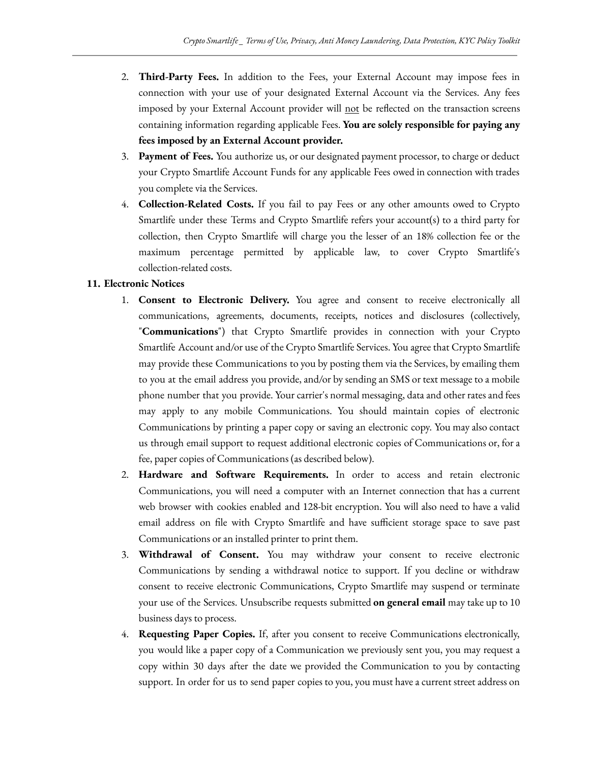2. **Third-Party Fees.** In addition to the Fees, your External Account may impose fees in connection with your use of your designated External Account via the Services. Any fees imposed by your External Account provider will <u>not</u> be reflected on the transaction screens containing information regarding applicable Fees. **You are solely responsible for paying any fees imposed by an External Account provider.**
3. **Payment of Fees.** You authorize us, or our designated payment processor, to charge or deduct your Crypto Smartlife Account Funds for any applicable Fees owed in connection with trades you complete via the Services.
4. **Collection-Related Costs.** If you fail to pay Fees or any other amounts owed to Crypto Smartlife under these Terms and Crypto Smartlife refers your account(s) to a third party for collection, then Crypto Smartlife will charge you the lesser of an 18% collection fee or the maximum percentage permitted by applicable law, to cover Crypto Smartlife's collection-related costs.

**11. Electronic Notices**

1. **Consent to Electronic Delivery.** You agree and consent to receive electronically all communications, agreements, documents, receipts, notices and disclosures (collectively, "**Communications**") that Crypto Smartlife provides in connection with your Crypto Smartlife Account and/or use of the Crypto Smartlife Services. You agree that Crypto Smartlife may provide these Communications to you by posting them via the Services, by emailing them to you at the email address you provide, and/or by sending an SMS or text message to a mobile phone number that you provide. Your carrier's normal messaging, data and other rates and fees may apply to any mobile Communications. You should maintain copies of electronic Communications by printing a paper copy or saving an electronic copy. You may also contact us through email support to request additional electronic copies of Communications or, for a fee, paper copies of Communications (as described below).
2. **Hardware and Software Requirements.** In order to access and retain electronic Communications, you will need a computer with an Internet connection that has a current web browser with cookies enabled and 128-bit encryption. You will also need to have a valid email address on file with Crypto Smartlife and have sufficient storage space to save past Communications or an installed printer to print them.
3. **Withdrawal of Consent.** You may withdraw your consent to receive electronic Communications by sending a withdrawal notice to support. If you decline or withdraw consent to receive electronic Communications, Crypto Smartlife may suspend or terminate your use of the Services. Unsubscribe requests submitted **on general email** may take up to 10 business days to process.
4. **Requesting Paper Copies.** If, after you consent to receive Communications electronically, you would like a paper copy of a Communication we previously sent you, you may request a copy within 30 days after the date we provided the Communication to you by contacting support. In order for us to send paper copies to you, you must have a current street address on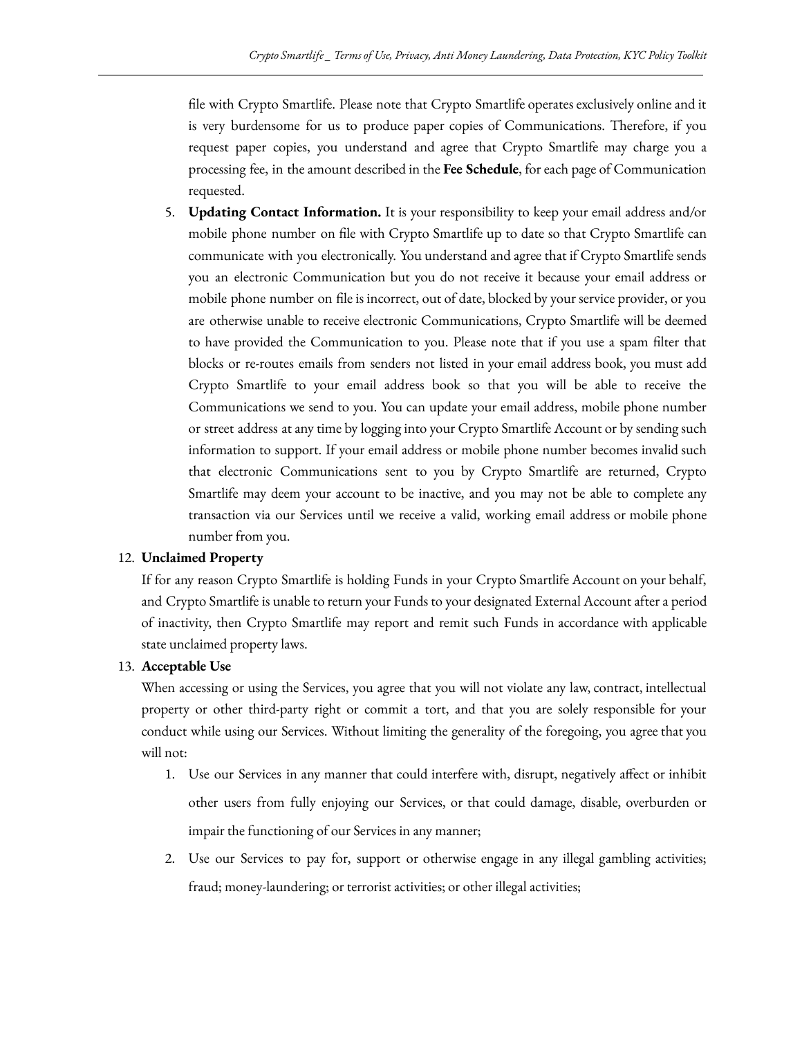file with Crypto Smartlife. Please note that Crypto Smartlife operates exclusively online and it is very burdensome for us to produce paper copies of Communications. Therefore, if you request paper copies, you understand and agree that Crypto Smartlife may charge you a processing fee, in the amount described in the **Fee Schedule**, for each page of Communication requested.

5. **Updating Contact Information.** It is your responsibility to keep your email address and/or mobile phone number on file with Crypto Smartlife up to date so that Crypto Smartlife can communicate with you electronically. You understand and agree that if Crypto Smartlife sends you an electronic Communication but you do not receive it because your email address or mobile phone number on file is incorrect, out of date, blocked by your service provider, or you are otherwise unable to receive electronic Communications, Crypto Smartlife will be deemed to have provided the Communication to you. Please note that if you use a spam filter that blocks or re-routes emails from senders not listed in your email address book, you must add Crypto Smartlife to your email address book so that you will be able to receive the Communications we send to you. You can update your email address, mobile phone number or street address at any time by logging into your Crypto Smartlife Account or by sending such information to support. If your email address or mobile phone number becomes invalid such that electronic Communications sent to you by Crypto Smartlife are returned, Crypto Smartlife may deem your account to be inactive, and you may not be able to complete any transaction via our Services until we receive a valid, working email address or mobile phone number from you.

12. **Unclaimed Property**

If for any reason Crypto Smartlife is holding Funds in your Crypto Smartlife Account on your behalf, and Crypto Smartlife is unable to return your Funds to your designated External Account after a period of inactivity, then Crypto Smartlife may report and remit such Funds in accordance with applicable state unclaimed property laws.

13. **Acceptable Use**

When accessing or using the Services, you agree that you will not violate any law, contract, intellectual property or other third-party right or commit a tort, and that you are solely responsible for your conduct while using our Services. Without limiting the generality of the foregoing, you agree that you will not:

1. Use our Services in any manner that could interfere with, disrupt, negatively affect or inhibit other users from fully enjoying our Services, or that could damage, disable, overburden or impair the functioning of our Services in any manner;
2. Use our Services to pay for, support or otherwise engage in any illegal gambling activities; fraud; money-laundering; or terrorist activities; or other illegal activities;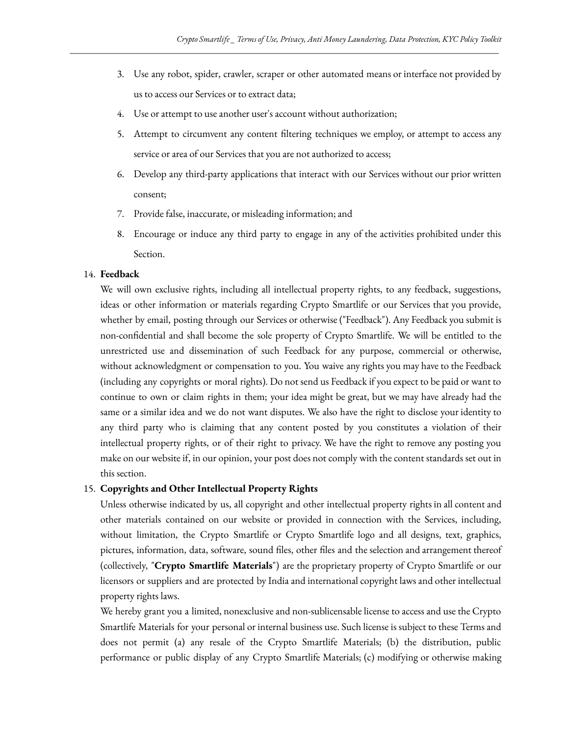3. Use any robot, spider, crawler, scraper or other automated means or interface not provided by us to access our Services or to extract data;
4. Use or attempt to use another user's account without authorization;
5. Attempt to circumvent any content filtering techniques we employ, or attempt to access any service or area of our Services that you are not authorized to access;
6. Develop any third-party applications that interact with our Services without our prior written consent;
7. Provide false, inaccurate, or misleading information; and
8. Encourage or induce any third party to engage in any of the activities prohibited under this Section.

14. **Feedback**

We will own exclusive rights, including all intellectual property rights, to any feedback, suggestions, ideas or other information or materials regarding Crypto Smartlife or our Services that you provide, whether by email, posting through our Services or otherwise ("Feedback"). Any Feedback you submit is non-confidential and shall become the sole property of Crypto Smartlife. We will be entitled to the unrestricted use and dissemination of such Feedback for any purpose, commercial or otherwise, without acknowledgment or compensation to you. You waive any rights you may have to the Feedback (including any copyrights or moral rights). Do not send us Feedback if you expect to be paid or want to continue to own or claim rights in them; your idea might be great, but we may have already had the same or a similar idea and we do not want disputes. We also have the right to disclose your identity to any third party who is claiming that any content posted by you constitutes a violation of their intellectual property rights, or of their right to privacy. We have the right to remove any posting you make on our website if, in our opinion, your post does not comply with the content standards set out in this section.

15. **Copyrights and Other Intellectual Property Rights**

Unless otherwise indicated by us, all copyright and other intellectual property rights in all content and other materials contained on our website or provided in connection with the Services, including, without limitation, the Crypto Smartlife or Crypto Smartlife logo and all designs, text, graphics, pictures, information, data, software, sound files, other files and the selection and arrangement thereof (collectively, "**Crypto Smartlife Materials**") are the proprietary property of Crypto Smartlife or our licensors or suppliers and are protected by India and international copyright laws and other intellectual property rights laws.

We hereby grant you a limited, nonexclusive and non-sublicensable license to access and use the Crypto Smartlife Materials for your personal or internal business use. Such license is subject to these Terms and does not permit (a) any resale of the Crypto Smartlife Materials; (b) the distribution, public performance or public display of any Crypto Smartlife Materials; (c) modifying or otherwise making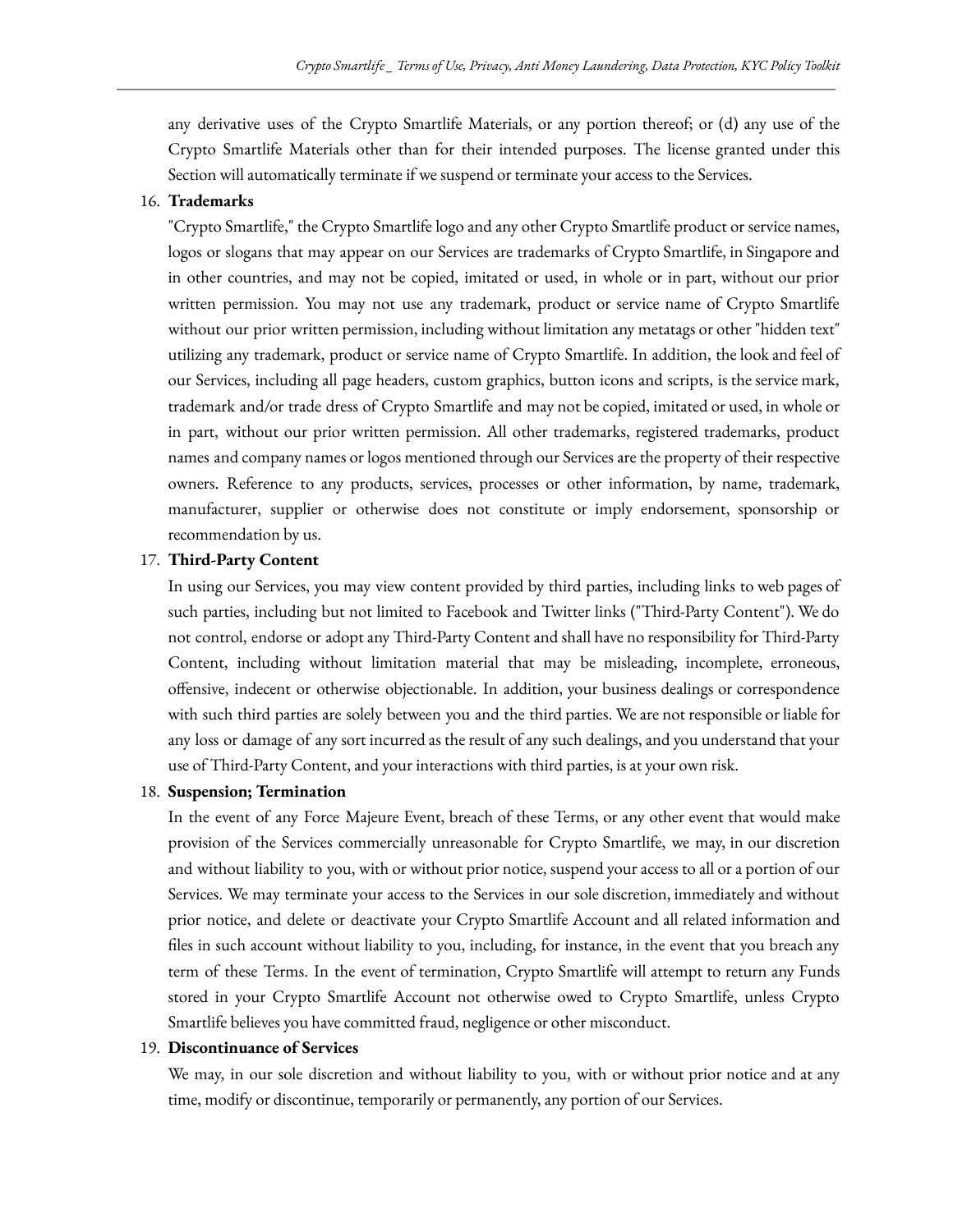any derivative uses of the Crypto Smartlife Materials, or any portion thereof; or (d) any use of the Crypto Smartlife Materials other than for their intended purposes. The license granted under this Section will automatically terminate if we suspend or terminate your access to the Services.

16. **Trademarks**

    "Crypto Smartlife," the Crypto Smartlife logo and any other Crypto Smartlife product or service names, logos or slogans that may appear on our Services are trademarks of Crypto Smartlife, in Singapore and in other countries, and may not be copied, imitated or used, in whole or in part, without our prior written permission. You may not use any trademark, product or service name of Crypto Smartlife without our prior written permission, including without limitation any metatags or other "hidden text" utilizing any trademark, product or service name of Crypto Smartlife. In addition, the look and feel of our Services, including all page headers, custom graphics, button icons and scripts, is the service mark, trademark and/or trade dress of Crypto Smartlife and may not be copied, imitated or used, in whole or in part, without our prior written permission. All other trademarks, registered trademarks, product names and company names or logos mentioned through our Services are the property of their respective owners. Reference to any products, services, processes or other information, by name, trademark, manufacturer, supplier or otherwise does not constitute or imply endorsement, sponsorship or recommendation by us.

17. **Third-Party Content**

    In using our Services, you may view content provided by third parties, including links to web pages of such parties, including but not limited to Facebook and Twitter links ("Third-Party Content"). We do not control, endorse or adopt any Third-Party Content and shall have no responsibility for Third-Party Content, including without limitation material that may be misleading, incomplete, erroneous, offensive, indecent or otherwise objectionable. In addition, your business dealings or correspondence with such third parties are solely between you and the third parties. We are not responsible or liable for any loss or damage of any sort incurred as the result of any such dealings, and you understand that your use of Third-Party Content, and your interactions with third parties, is at your own risk.

18. **Suspension; Termination**

    In the event of any Force Majeure Event, breach of these Terms, or any other event that would make provision of the Services commercially unreasonable for Crypto Smartlife, we may, in our discretion and without liability to you, with or without prior notice, suspend your access to all or a portion of our Services. We may terminate your access to the Services in our sole discretion, immediately and without prior notice, and delete or deactivate your Crypto Smartlife Account and all related information and files in such account without liability to you, including, for instance, in the event that you breach any term of these Terms. In the event of termination, Crypto Smartlife will attempt to return any Funds stored in your Crypto Smartlife Account not otherwise owed to Crypto Smartlife, unless Crypto Smartlife believes you have committed fraud, negligence or other misconduct.

19. **Discontinuance of Services**

    We may, in our sole discretion and without liability to you, with or without prior notice and at any time, modify or discontinue, temporarily or permanently, any portion of our Services.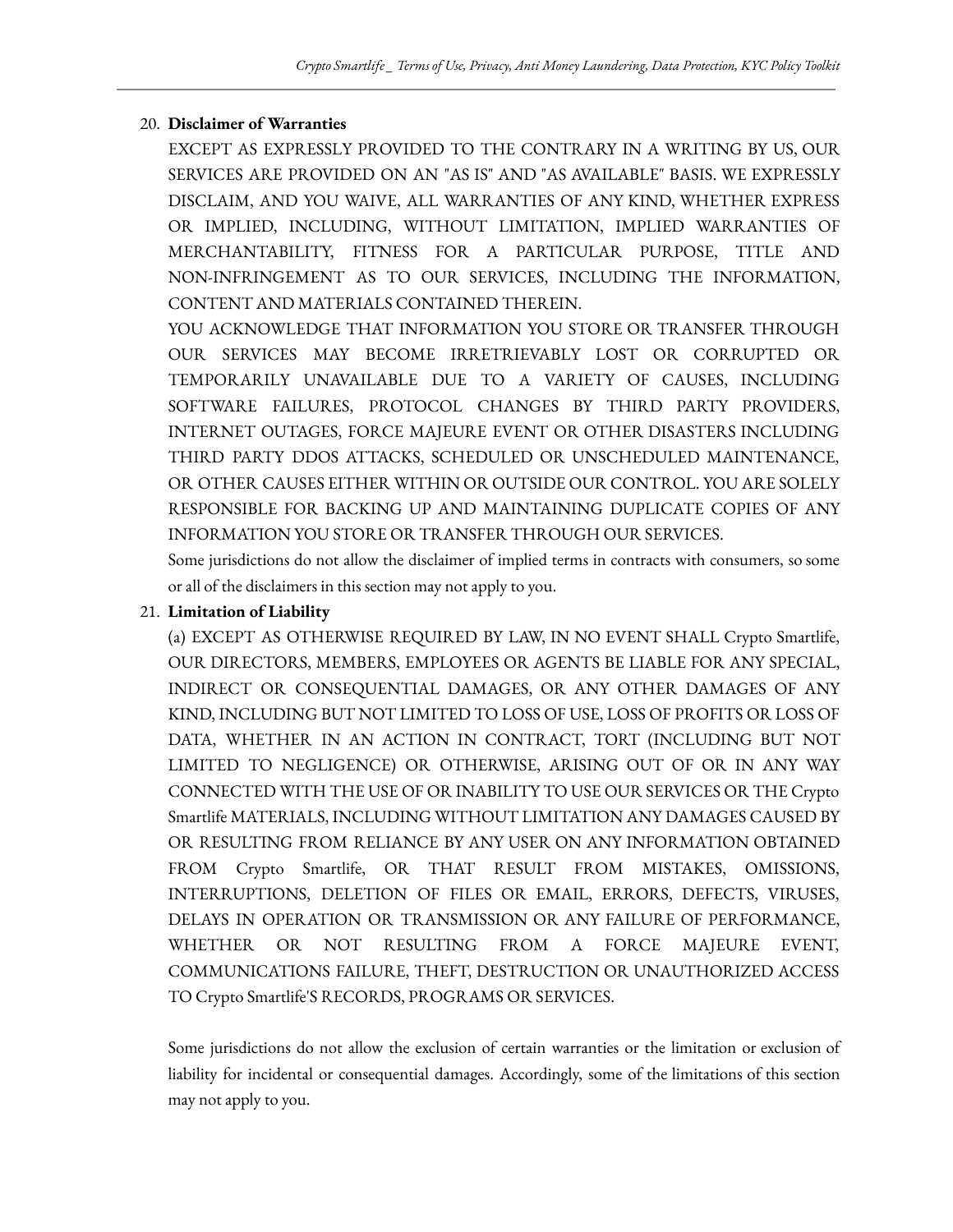20. **Disclaimer of Warranties**

    EXCEPT AS EXPRESSLY PROVIDED TO THE CONTRARY IN A WRITING BY US, OUR SERVICES ARE PROVIDED ON AN "AS IS" AND "AS AVAILABLE" BASIS. WE EXPRESSLY DISCLAIM, AND YOU WAIVE, ALL WARRANTIES OF ANY KIND, WHETHER EXPRESS OR IMPLIED, INCLUDING, WITHOUT LIMITATION, IMPLIED WARRANTIES OF MERCHANTABILITY, FITNESS FOR A PARTICULAR PURPOSE, TITLE AND NON-INFRINGEMENT AS TO OUR SERVICES, INCLUDING THE INFORMATION, CONTENT AND MATERIALS CONTAINED THEREIN.

    YOU ACKNOWLEDGE THAT INFORMATION YOU STORE OR TRANSFER THROUGH OUR SERVICES MAY BECOME IRRETRIEVABLY LOST OR CORRUPTED OR TEMPORARILY UNAVAILABLE DUE TO A VARIETY OF CAUSES, INCLUDING SOFTWARE FAILURES, PROTOCOL CHANGES BY THIRD PARTY PROVIDERS, INTERNET OUTAGES, FORCE MAJEURE EVENT OR OTHER DISASTERS INCLUDING THIRD PARTY DDOS ATTACKS, SCHEDULED OR UNSCHEDULED MAINTENANCE, OR OTHER CAUSES EITHER WITHIN OR OUTSIDE OUR CONTROL. YOU ARE SOLELY RESPONSIBLE FOR BACKING UP AND MAINTAINING DUPLICATE COPIES OF ANY INFORMATION YOU STORE OR TRANSFER THROUGH OUR SERVICES.

    Some jurisdictions do not allow the disclaimer of implied terms in contracts with consumers, so some or all of the disclaimers in this section may not apply to you.

21. **Limitation of Liability**

    (a) EXCEPT AS OTHERWISE REQUIRED BY LAW, IN NO EVENT SHALL Crypto Smartlife, OUR DIRECTORS, MEMBERS, EMPLOYEES OR AGENTS BE LIABLE FOR ANY SPECIAL, INDIRECT OR CONSEQUENTIAL DAMAGES, OR ANY OTHER DAMAGES OF ANY KIND, INCLUDING BUT NOT LIMITED TO LOSS OF USE, LOSS OF PROFITS OR LOSS OF DATA, WHETHER IN AN ACTION IN CONTRACT, TORT (INCLUDING BUT NOT LIMITED TO NEGLIGENCE) OR OTHERWISE, ARISING OUT OF OR IN ANY WAY CONNECTED WITH THE USE OF OR INABILITY TO USE OUR SERVICES OR THE Crypto Smartlife MATERIALS, INCLUDING WITHOUT LIMITATION ANY DAMAGES CAUSED BY OR RESULTING FROM RELIANCE BY ANY USER ON ANY INFORMATION OBTAINED FROM Crypto Smartlife, OR THAT RESULT FROM MISTAKES, OMISSIONS, INTERRUPTIONS, DELETION OF FILES OR EMAIL, ERRORS, DEFECTS, VIRUSES, DELAYS IN OPERATION OR TRANSMISSION OR ANY FAILURE OF PERFORMANCE, WHETHER OR NOT RESULTING FROM A FORCE MAJEURE EVENT, COMMUNICATIONS FAILURE, THEFT, DESTRUCTION OR UNAUTHORIZED ACCESS TO Crypto Smartlife'S RECORDS, PROGRAMS OR SERVICES.

    Some jurisdictions do not allow the exclusion of certain warranties or the limitation or exclusion of liability for incidental or consequential damages. Accordingly, some of the limitations of this section may not apply to you.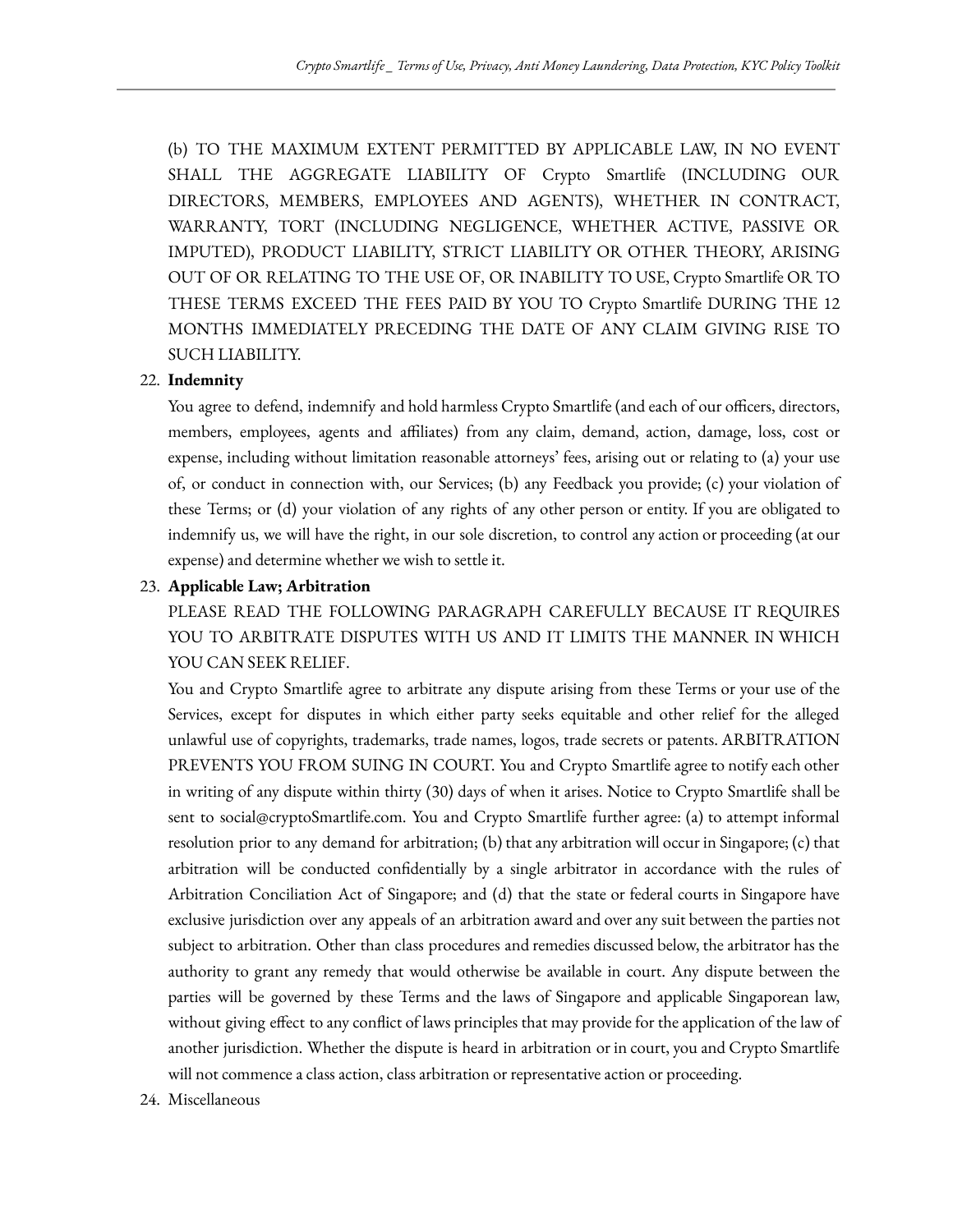(b) TO THE MAXIMUM EXTENT PERMITTED BY APPLICABLE LAW, IN NO EVENT SHALL THE AGGREGATE LIABILITY OF Crypto Smartlife (INCLUDING OUR DIRECTORS, MEMBERS, EMPLOYEES AND AGENTS), WHETHER IN CONTRACT, WARRANTY, TORT (INCLUDING NEGLIGENCE, WHETHER ACTIVE, PASSIVE OR IMPUTED), PRODUCT LIABILITY, STRICT LIABILITY OR OTHER THEORY, ARISING OUT OF OR RELATING TO THE USE OF, OR INABILITY TO USE, Crypto Smartlife OR TO THESE TERMS EXCEED THE FEES PAID BY YOU TO Crypto Smartlife DURING THE 12 MONTHS IMMEDIATELY PRECEDING THE DATE OF ANY CLAIM GIVING RISE TO SUCH LIABILITY.

22. **Indemnity**

    You agree to defend, indemnify and hold harmless Crypto Smartlife (and each of our officers, directors, members, employees, agents and affiliates) from any claim, demand, action, damage, loss, cost or expense, including without limitation reasonable attorneys' fees, arising out or relating to (a) your use of, or conduct in connection with, our Services; (b) any Feedback you provide; (c) your violation of these Terms; or (d) your violation of any rights of any other person or entity. If you are obligated to indemnify us, we will have the right, in our sole discretion, to control any action or proceeding (at our expense) and determine whether we wish to settle it.

23. **Applicable Law; Arbitration**

    PLEASE READ THE FOLLOWING PARAGRAPH CAREFULLY BECAUSE IT REQUIRES YOU TO ARBITRATE DISPUTES WITH US AND IT LIMITS THE MANNER IN WHICH YOU CAN SEEK RELIEF.

    You and Crypto Smartlife agree to arbitrate any dispute arising from these Terms or your use of the Services, except for disputes in which either party seeks equitable and other relief for the alleged unlawful use of copyrights, trademarks, trade names, logos, trade secrets or patents. ARBITRATION PREVENTS YOU FROM SUING IN COURT. You and Crypto Smartlife agree to notify each other in writing of any dispute within thirty (30) days of when it arises. Notice to Crypto Smartlife shall be sent to social@cryptoSmartlife.com. You and Crypto Smartlife further agree: (a) to attempt informal resolution prior to any demand for arbitration; (b) that any arbitration will occur in Singapore; (c) that arbitration will be conducted confidentially by a single arbitrator in accordance with the rules of Arbitration Conciliation Act of Singapore; and (d) that the state or federal courts in Singapore have exclusive jurisdiction over any appeals of an arbitration award and over any suit between the parties not subject to arbitration. Other than class procedures and remedies discussed below, the arbitrator has the authority to grant any remedy that would otherwise be available in court. Any dispute between the parties will be governed by these Terms and the laws of Singapore and applicable Singaporean law, without giving effect to any conflict of laws principles that may provide for the application of the law of another jurisdiction. Whether the dispute is heard in arbitration or in court, you and Crypto Smartlife will not commence a class action, class arbitration or representative action or proceeding.

24. Miscellaneous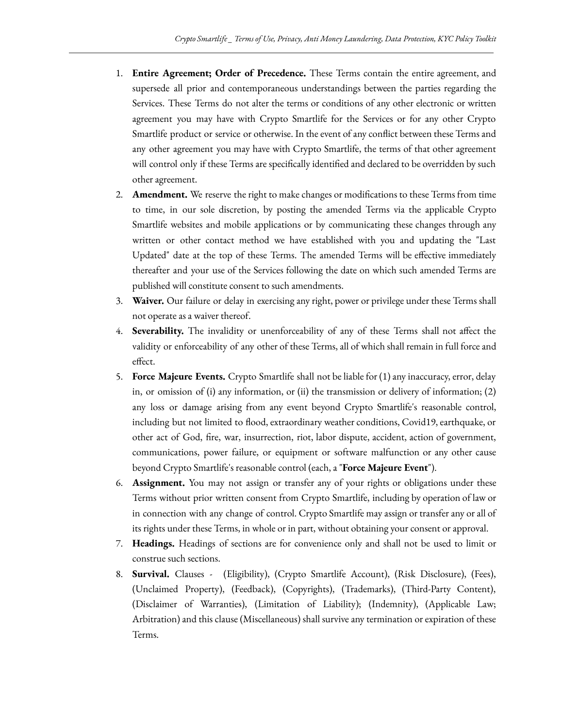1. **Entire Agreement; Order of Precedence.** These Terms contain the entire agreement, and supersede all prior and contemporaneous understandings between the parties regarding the Services. These Terms do not alter the terms or conditions of any other electronic or written agreement you may have with Crypto Smartlife for the Services or for any other Crypto Smartlife product or service or otherwise. In the event of any conflict between these Terms and any other agreement you may have with Crypto Smartlife, the terms of that other agreement will control only if these Terms are specifically identified and declared to be overridden by such other agreement.
2. **Amendment.** We reserve the right to make changes or modifications to these Terms from time to time, in our sole discretion, by posting the amended Terms via the applicable Crypto Smartlife websites and mobile applications or by communicating these changes through any written or other contact method we have established with you and updating the "Last Updated" date at the top of these Terms. The amended Terms will be effective immediately thereafter and your use of the Services following the date on which such amended Terms are published will constitute consent to such amendments.
3. **Waiver.** Our failure or delay in exercising any right, power or privilege under these Terms shall not operate as a waiver thereof.
4. **Severability.** The invalidity or unenforceability of any of these Terms shall not affect the validity or enforceability of any other of these Terms, all of which shall remain in full force and effect.
5. **Force Majeure Events.** Crypto Smartlife shall not be liable for (1) any inaccuracy, error, delay in, or omission of (i) any information, or (ii) the transmission or delivery of information; (2) any loss or damage arising from any event beyond Crypto Smartlife's reasonable control, including but not limited to flood, extraordinary weather conditions, Covid19, earthquake, or other act of God, fire, war, insurrection, riot, labor dispute, accident, action of government, communications, power failure, or equipment or software malfunction or any other cause beyond Crypto Smartlife's reasonable control (each, a "**Force Majeure Event**").
6. **Assignment.** You may not assign or transfer any of your rights or obligations under these Terms without prior written consent from Crypto Smartlife, including by operation of law or in connection with any change of control. Crypto Smartlife may assign or transfer any or all of its rights under these Terms, in whole or in part, without obtaining your consent or approval.
7. **Headings.** Headings of sections are for convenience only and shall not be used to limit or construe such sections.
8. **Survival.** Clauses - (Eligibility), (Crypto Smartlife Account), (Risk Disclosure), (Fees), (Unclaimed Property), (Feedback), (Copyrights), (Trademarks), (Third-Party Content), (Disclaimer of Warranties), (Limitation of Liability); (Indemnity), (Applicable Law; Arbitration) and this clause (Miscellaneous) shall survive any termination or expiration of these Terms.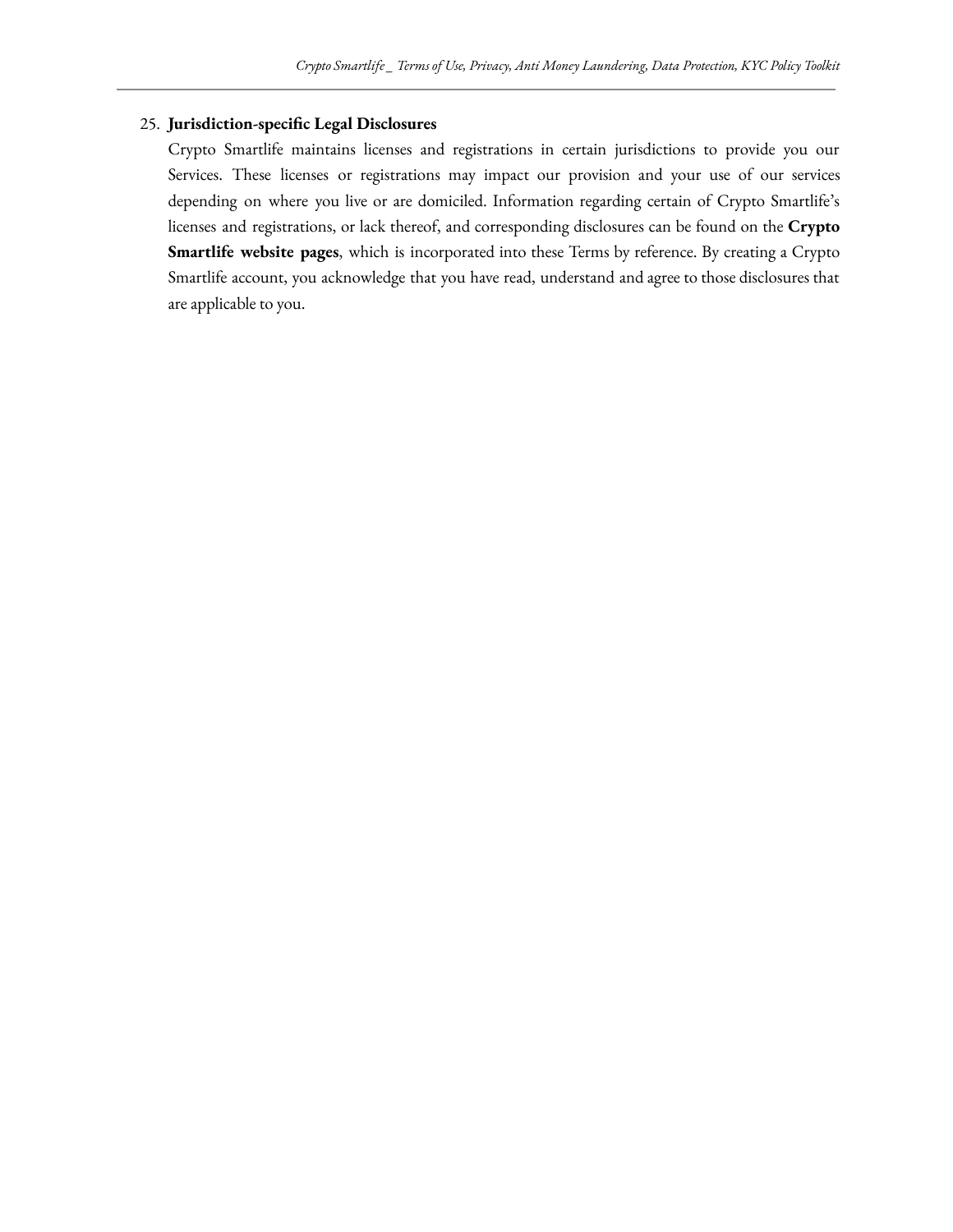25. **Jurisdiction-specific Legal Disclosures**

    Crypto Smartlife maintains licenses and registrations in certain jurisdictions to provide you our Services. These licenses or registrations may impact our provision and your use of our services depending on where you live or are domiciled. Information regarding certain of Crypto Smartlife's licenses and registrations, or lack thereof, and corresponding disclosures can be found on the **Crypto Smartlife website pages**, which is incorporated into these Terms by reference. By creating a Crypto Smartlife account, you acknowledge that you have read, understand and agree to those disclosures that are applicable to you.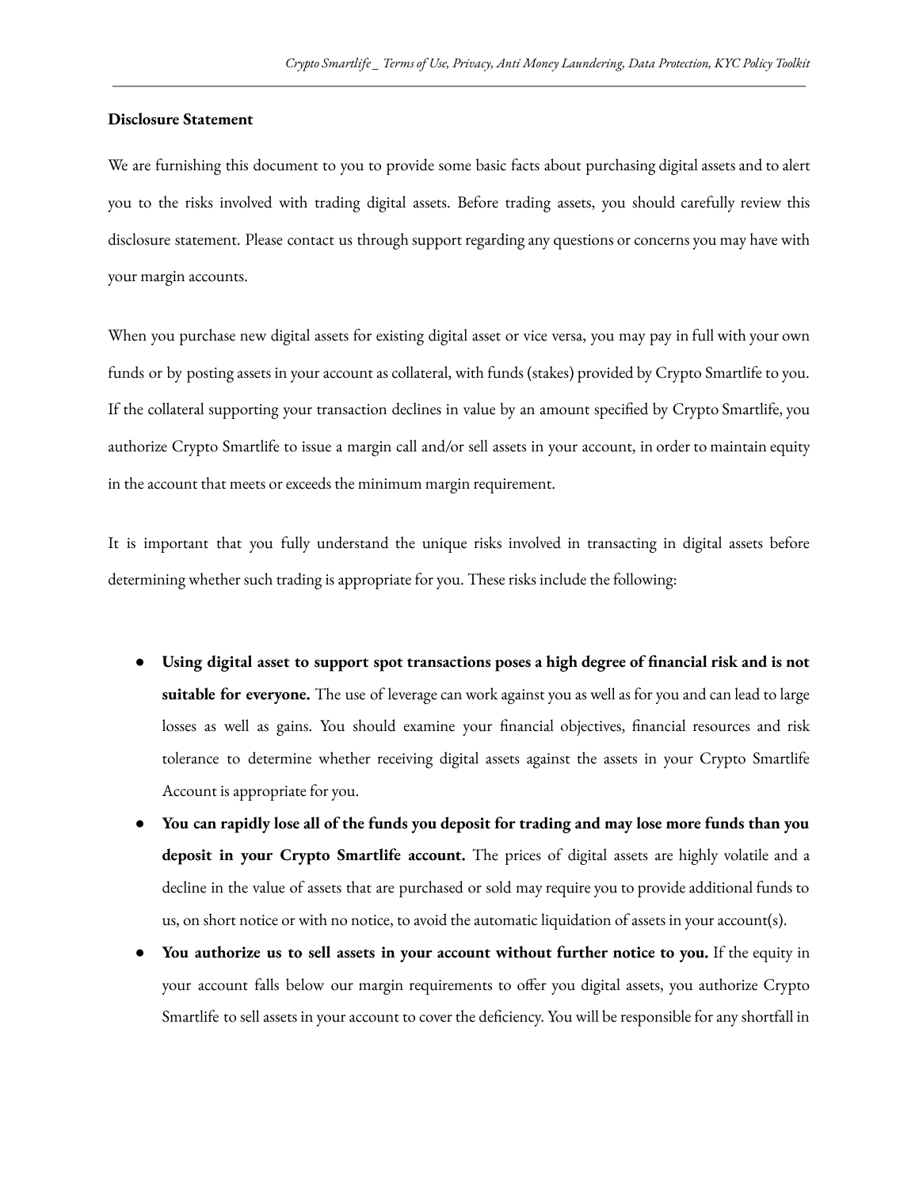**Disclosure Statement**

We are furnishing this document to you to provide some basic facts about purchasing digital assets and to alert you to the risks involved with trading digital assets. Before trading assets, you should carefully review this disclosure statement. Please contact us through support regarding any questions or concerns you may have with your margin accounts.

When you purchase new digital assets for existing digital asset or vice versa, you may pay in full with your own funds or by posting assets in your account as collateral, with funds (stakes) provided by Crypto Smartlife to you. If the collateral supporting your transaction declines in value by an amount specified by Crypto Smartlife, you authorize Crypto Smartlife to issue a margin call and/or sell assets in your account, in order to maintain equity in the account that meets or exceeds the minimum margin requirement.

It is important that you fully understand the unique risks involved in transacting in digital assets before determining whether such trading is appropriate for you. These risks include the following:

- **Using digital asset to support spot transactions poses a high degree of financial risk and is not suitable for everyone.** The use of leverage can work against you as well as for you and can lead to large losses as well as gains. You should examine your financial objectives, financial resources and risk tolerance to determine whether receiving digital assets against the assets in your Crypto Smartlife Account is appropriate for you.
- **You can rapidly lose all of the funds you deposit for trading and may lose more funds than you deposit in your Crypto Smartlife account.** The prices of digital assets are highly volatile and a decline in the value of assets that are purchased or sold may require you to provide additional funds to us, on short notice or with no notice, to avoid the automatic liquidation of assets in your account(s).
- **You authorize us to sell assets in your account without further notice to you.** If the equity in your account falls below our margin requirements to offer you digital assets, you authorize Crypto Smartlife to sell assets in your account to cover the deficiency. You will be responsible for any shortfall in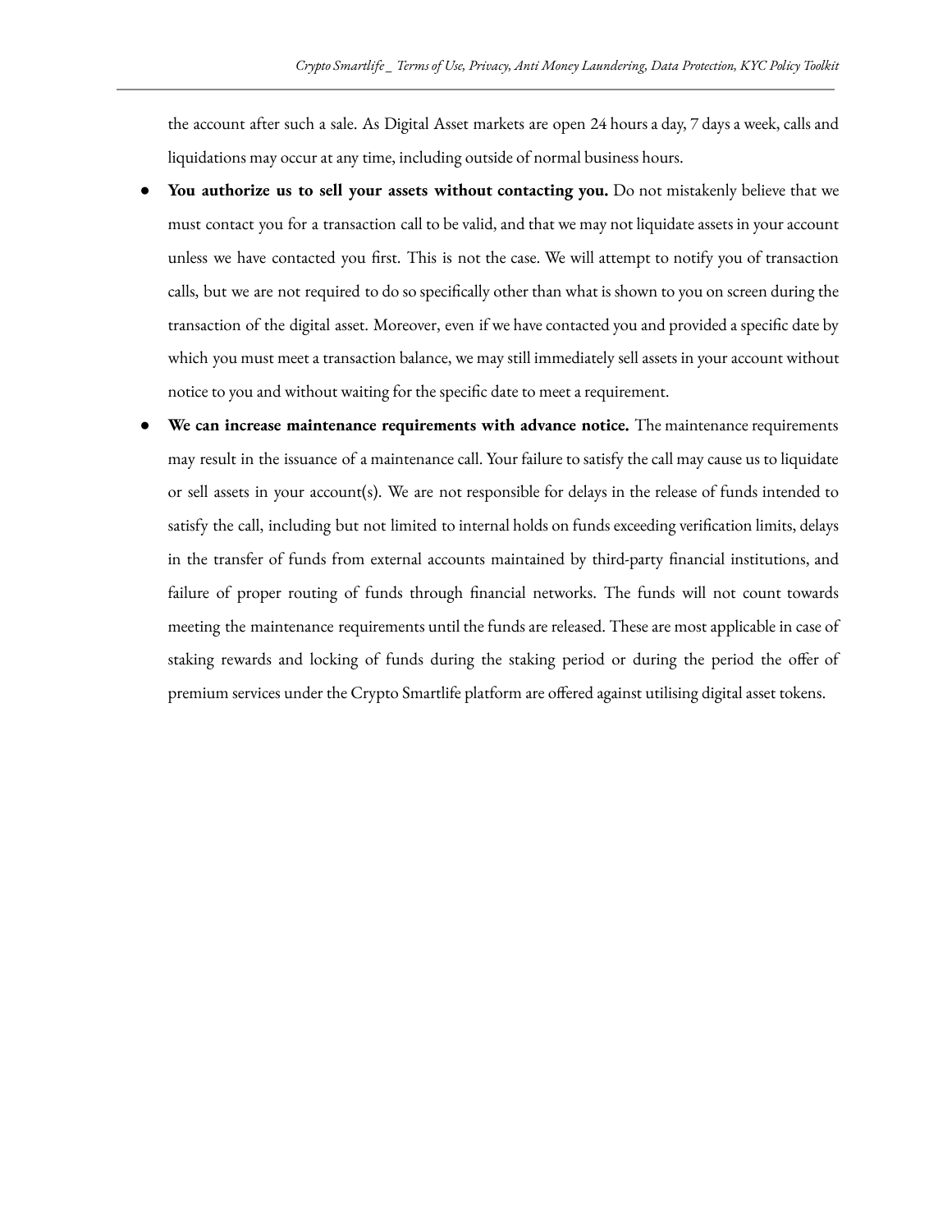the account after such a sale. As Digital Asset markets are open 24 hours a day, 7 days a week, calls and liquidations may occur at any time, including outside of normal business hours.

- **You authorize us to sell your assets without contacting you.** Do not mistakenly believe that we must contact you for a transaction call to be valid, and that we may not liquidate assets in your account unless we have contacted you first. This is not the case. We will attempt to notify you of transaction calls, but we are not required to do so specifically other than what is shown to you on screen during the transaction of the digital asset. Moreover, even if we have contacted you and provided a specific date by which you must meet a transaction balance, we may still immediately sell assets in your account without notice to you and without waiting for the specific date to meet a requirement.
- **We can increase maintenance requirements with advance notice.** The maintenance requirements may result in the issuance of a maintenance call. Your failure to satisfy the call may cause us to liquidate or sell assets in your account(s). We are not responsible for delays in the release of funds intended to satisfy the call, including but not limited to internal holds on funds exceeding verification limits, delays in the transfer of funds from external accounts maintained by third-party financial institutions, and failure of proper routing of funds through financial networks. The funds will not count towards meeting the maintenance requirements until the funds are released. These are most applicable in case of staking rewards and locking of funds during the staking period or during the period the offer of premium services under the Crypto Smartlife platform are offered against utilising digital asset tokens.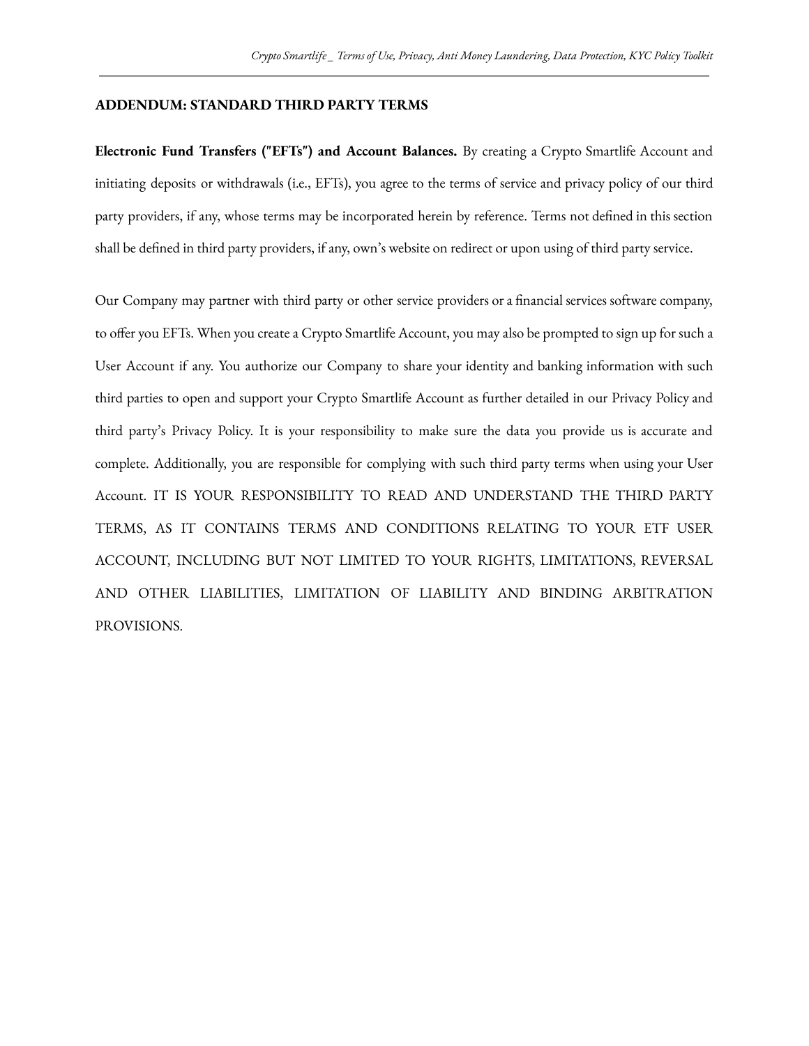## ADDENDUM: STANDARD THIRD PARTY TERMS

**Electronic Fund Transfers ("EFTs") and Account Balances.** By creating a Crypto Smartlife Account and initiating deposits or withdrawals (i.e., EFTs), you agree to the terms of service and privacy policy of our third party providers, if any, whose terms may be incorporated herein by reference. Terms not defined in this section shall be defined in third party providers, if any, own's website on redirect or upon using of third party service.

Our Company may partner with third party or other service providers or a financial services software company, to offer you EFTs. When you create a Crypto Smartlife Account, you may also be prompted to sign up for such a User Account if any. You authorize our Company to share your identity and banking information with such third parties to open and support your Crypto Smartlife Account as further detailed in our Privacy Policy and third party's Privacy Policy. It is your responsibility to make sure the data you provide us is accurate and complete. Additionally, you are responsible for complying with such third party terms when using your User Account. IT IS YOUR RESPONSIBILITY TO READ AND UNDERSTAND THE THIRD PARTY TERMS, AS IT CONTAINS TERMS AND CONDITIONS RELATING TO YOUR ETF USER ACCOUNT, INCLUDING BUT NOT LIMITED TO YOUR RIGHTS, LIMITATIONS, REVERSAL AND OTHER LIABILITIES, LIMITATION OF LIABILITY AND BINDING ARBITRATION PROVISIONS.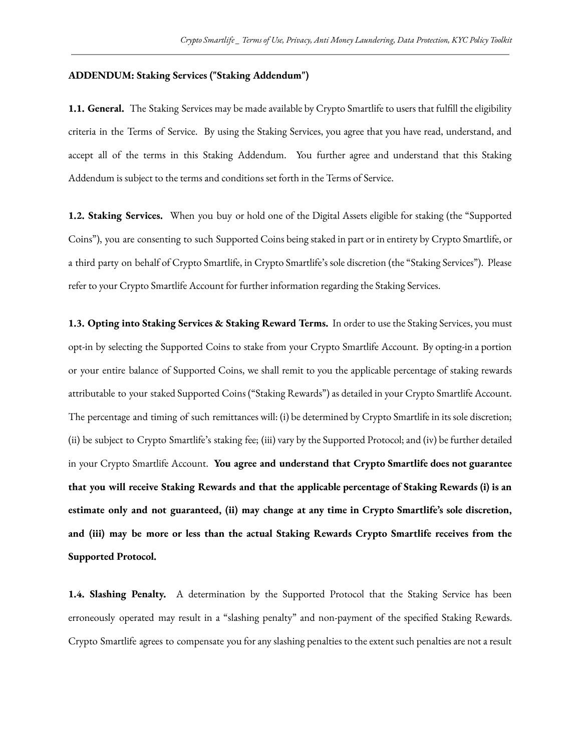**ADDENDUM: Staking Services ("Staking Addendum")**

**1.1. General.** The Staking Services may be made available by Crypto Smartlife to users that fulfill the eligibility criteria in the Terms of Service. By using the Staking Services, you agree that you have read, understand, and accept all of the terms in this Staking Addendum. You further agree and understand that this Staking Addendum is subject to the terms and conditions set forth in the Terms of Service.

**1.2. Staking Services.** When you buy or hold one of the Digital Assets eligible for staking (the "Supported Coins"), you are consenting to such Supported Coins being staked in part or in entirety by Crypto Smartlife, or a third party on behalf of Crypto Smartlife, in Crypto Smartlife's sole discretion (the "Staking Services"). Please refer to your Crypto Smartlife Account for further information regarding the Staking Services.

**1.3. Opting into Staking Services & Staking Reward Terms.** In order to use the Staking Services, you must opt-in by selecting the Supported Coins to stake from your Crypto Smartlife Account. By opting-in a portion or your entire balance of Supported Coins, we shall remit to you the applicable percentage of staking rewards attributable to your staked Supported Coins ("Staking Rewards") as detailed in your Crypto Smartlife Account. The percentage and timing of such remittances will: (i) be determined by Crypto Smartlife in its sole discretion; (ii) be subject to Crypto Smartlife's staking fee; (iii) vary by the Supported Protocol; and (iv) be further detailed in your Crypto Smartlife Account. **You agree and understand that Crypto Smartlife does not guarantee that you will receive Staking Rewards and that the applicable percentage of Staking Rewards (i) is an estimate only and not guaranteed, (ii) may change at any time in Crypto Smartlife's sole discretion, and (iii) may be more or less than the actual Staking Rewards Crypto Smartlife receives from the Supported Protocol.**

**1.4. Slashing Penalty.** A determination by the Supported Protocol that the Staking Service has been erroneously operated may result in a "slashing penalty" and non-payment of the specified Staking Rewards. Crypto Smartlife agrees to compensate you for any slashing penalties to the extent such penalties are not a result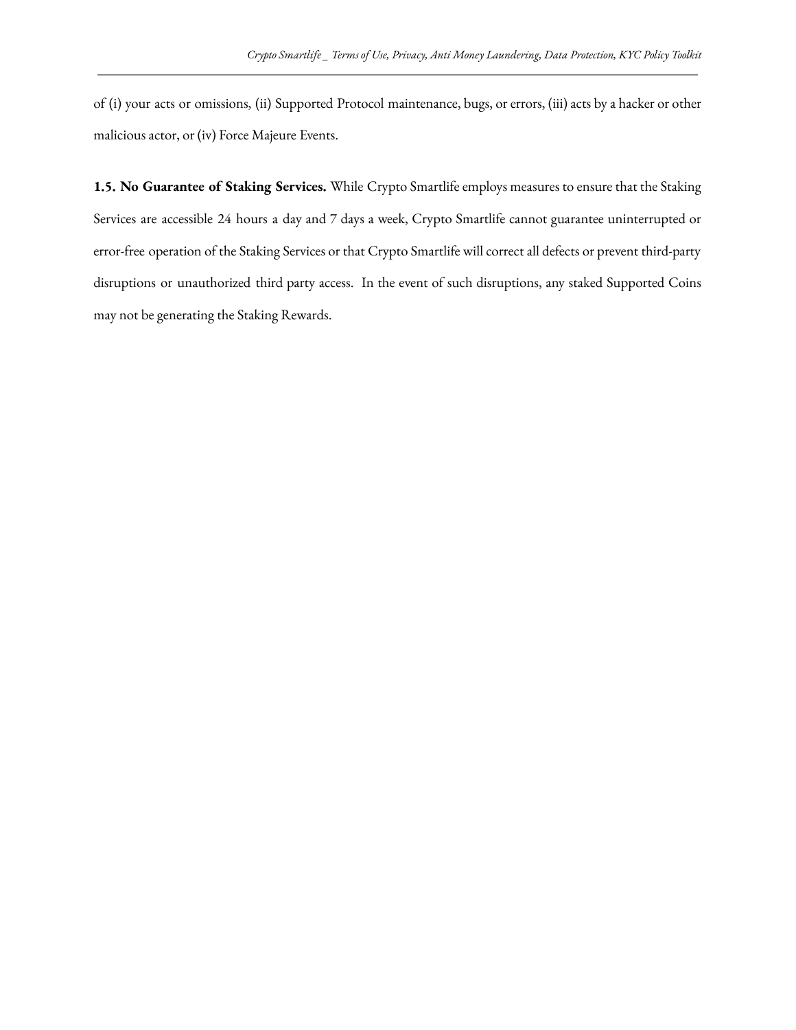of (i) your acts or omissions, (ii) Supported Protocol maintenance, bugs, or errors, (iii) acts by a hacker or other malicious actor, or (iv) Force Majeure Events.

**1.5. No Guarantee of Staking Services.** While Crypto Smartlife employs measures to ensure that the Staking Services are accessible 24 hours a day and 7 days a week, Crypto Smartlife cannot guarantee uninterrupted or error-free operation of the Staking Services or that Crypto Smartlife will correct all defects or prevent third-party disruptions or unauthorized third party access. In the event of such disruptions, any staked Supported Coins may not be generating the Staking Rewards.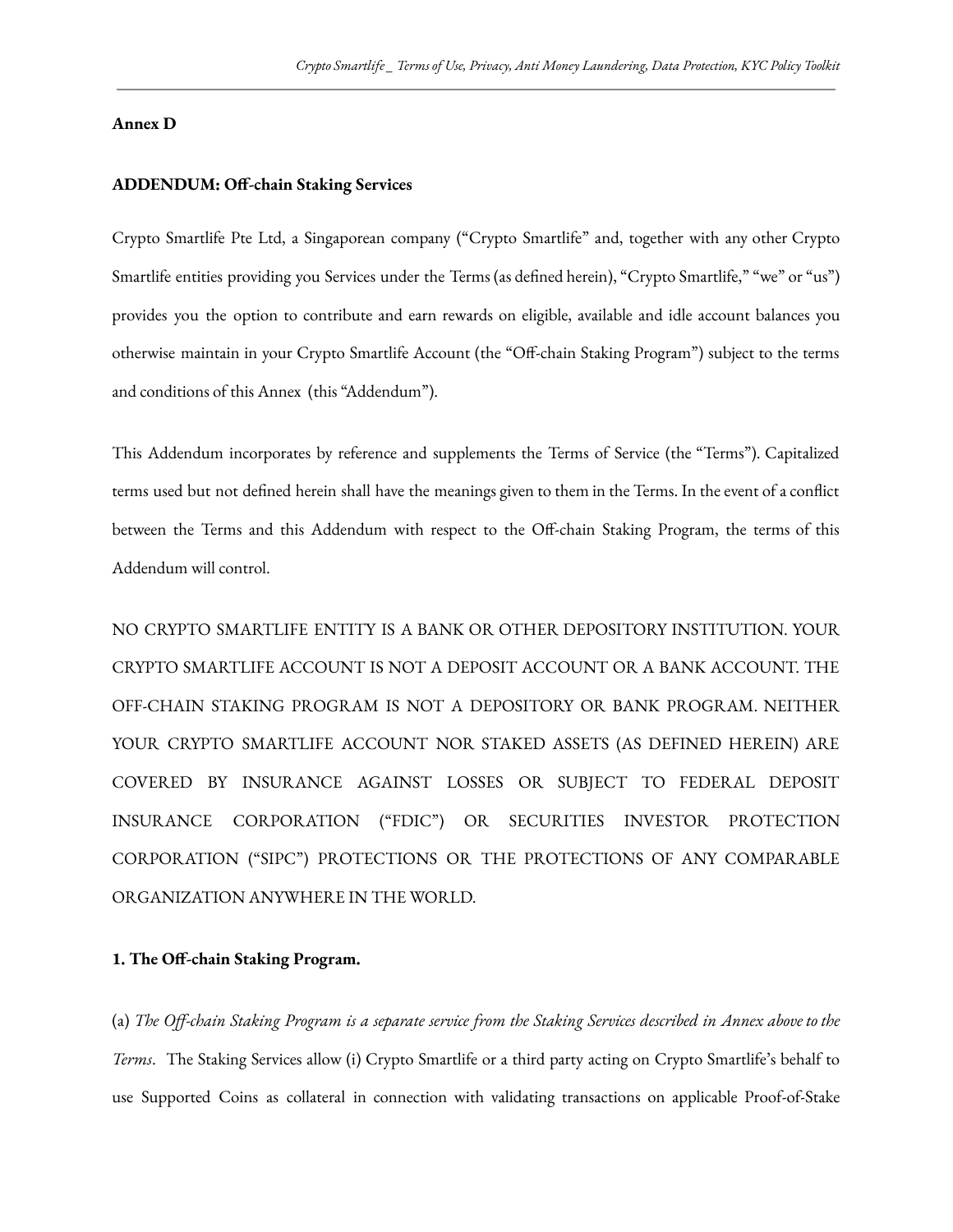**Annex D**

**ADDENDUM: Off-chain Staking Services**

Crypto Smartlife Pte Ltd, a Singaporean company ("Crypto Smartlife" and, together with any other Crypto Smartlife entities providing you Services under the Terms (as defined herein), "Crypto Smartlife," "we" or "us") provides you the option to contribute and earn rewards on eligible, available and idle account balances you otherwise maintain in your Crypto Smartlife Account (the "Off-chain Staking Program") subject to the terms and conditions of this Annex (this "Addendum").

This Addendum incorporates by reference and supplements the Terms of Service (the "Terms"). Capitalized terms used but not defined herein shall have the meanings given to them in the Terms. In the event of a conflict between the Terms and this Addendum with respect to the Off-chain Staking Program, the terms of this Addendum will control.

NO CRYPTO SMARTLIFE ENTITY IS A BANK OR OTHER DEPOSITORY INSTITUTION. YOUR CRYPTO SMARTLIFE ACCOUNT IS NOT A DEPOSIT ACCOUNT OR A BANK ACCOUNT. THE OFF-CHAIN STAKING PROGRAM IS NOT A DEPOSITORY OR BANK PROGRAM. NEITHER YOUR CRYPTO SMARTLIFE ACCOUNT NOR STAKED ASSETS (AS DEFINED HEREIN) ARE COVERED BY INSURANCE AGAINST LOSSES OR SUBJECT TO FEDERAL DEPOSIT INSURANCE CORPORATION ("FDIC") OR SECURITIES INVESTOR PROTECTION CORPORATION ("SIPC") PROTECTIONS OR THE PROTECTIONS OF ANY COMPARABLE ORGANIZATION ANYWHERE IN THE WORLD.

**1. The Off-chain Staking Program.**

(a) *The Off-chain Staking Program is a separate service from the Staking Services described in Annex above to the Terms*. The Staking Services allow (i) Crypto Smartlife or a third party acting on Crypto Smartlife's behalf to use Supported Coins as collateral in connection with validating transactions on applicable Proof-of-Stake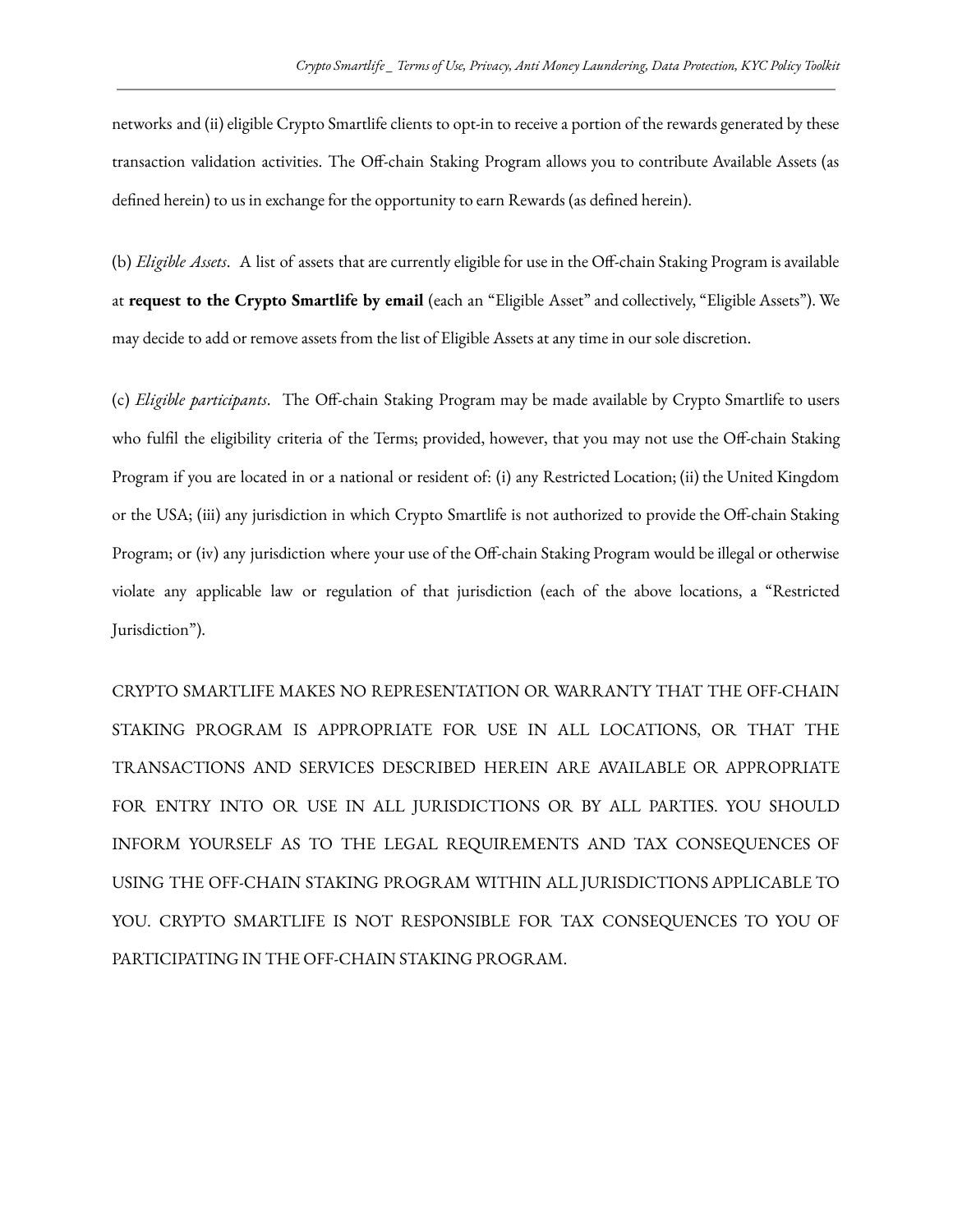networks and (ii) eligible Crypto Smartlife clients to opt-in to receive a portion of the rewards generated by these transaction validation activities. The Off-chain Staking Program allows you to contribute Available Assets (as defined herein) to us in exchange for the opportunity to earn Rewards (as defined herein).

(b) *Eligible Assets*. A list of assets that are currently eligible for use in the Off-chain Staking Program is available at **request to the Crypto Smartlife by email** (each an "Eligible Asset" and collectively, "Eligible Assets"). We may decide to add or remove assets from the list of Eligible Assets at any time in our sole discretion.

(c) *Eligible participants*. The Off-chain Staking Program may be made available by Crypto Smartlife to users who fulfil the eligibility criteria of the Terms; provided, however, that you may not use the Off-chain Staking Program if you are located in or a national or resident of: (i) any Restricted Location; (ii) the United Kingdom or the USA; (iii) any jurisdiction in which Crypto Smartlife is not authorized to provide the Off-chain Staking Program; or (iv) any jurisdiction where your use of the Off-chain Staking Program would be illegal or otherwise violate any applicable law or regulation of that jurisdiction (each of the above locations, a "Restricted Jurisdiction").

CRYPTO SMARTLIFE MAKES NO REPRESENTATION OR WARRANTY THAT THE OFF-CHAIN STAKING PROGRAM IS APPROPRIATE FOR USE IN ALL LOCATIONS, OR THAT THE TRANSACTIONS AND SERVICES DESCRIBED HEREIN ARE AVAILABLE OR APPROPRIATE FOR ENTRY INTO OR USE IN ALL JURISDICTIONS OR BY ALL PARTIES. YOU SHOULD INFORM YOURSELF AS TO THE LEGAL REQUIREMENTS AND TAX CONSEQUENCES OF USING THE OFF-CHAIN STAKING PROGRAM WITHIN ALL JURISDICTIONS APPLICABLE TO YOU. CRYPTO SMARTLIFE IS NOT RESPONSIBLE FOR TAX CONSEQUENCES TO YOU OF PARTICIPATING IN THE OFF-CHAIN STAKING PROGRAM.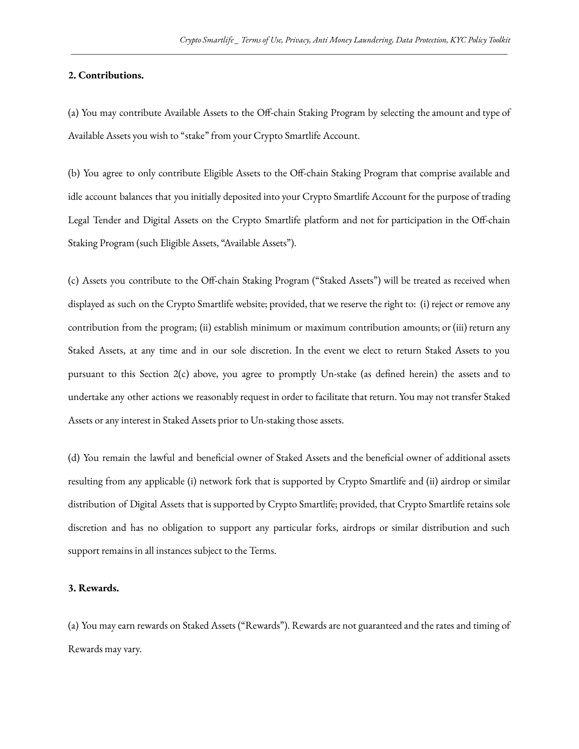**2. Contributions.**

(a) You may contribute Available Assets to the Off-chain Staking Program by selecting the amount and type of Available Assets you wish to "stake" from your Crypto Smartlife Account.

(b) You agree to only contribute Eligible Assets to the Off-chain Staking Program that comprise available and idle account balances that you initially deposited into your Crypto Smartlife Account for the purpose of trading Legal Tender and Digital Assets on the Crypto Smartlife platform and not for participation in the Off-chain Staking Program (such Eligible Assets, "Available Assets").

(c) Assets you contribute to the Off-chain Staking Program ("Staked Assets") will be treated as received when displayed as such on the Crypto Smartlife website; provided, that we reserve the right to: (i) reject or remove any contribution from the program; (ii) establish minimum or maximum contribution amounts; or (iii) return any Staked Assets, at any time and in our sole discretion. In the event we elect to return Staked Assets to you pursuant to this Section 2(c) above, you agree to promptly Un-stake (as defined herein) the assets and to undertake any other actions we reasonably request in order to facilitate that return. You may not transfer Staked Assets or any interest in Staked Assets prior to Un-staking those assets.

(d) You remain the lawful and beneficial owner of Staked Assets and the beneficial owner of additional assets resulting from any applicable (i) network fork that is supported by Crypto Smartlife and (ii) airdrop or similar distribution of Digital Assets that is supported by Crypto Smartlife; provided, that Crypto Smartlife retains sole discretion and has no obligation to support any particular forks, airdrops or similar distribution and such support remains in all instances subject to the Terms.

**3. Rewards.**

(a) You may earn rewards on Staked Assets ("Rewards"). Rewards are not guaranteed and the rates and timing of Rewards may vary.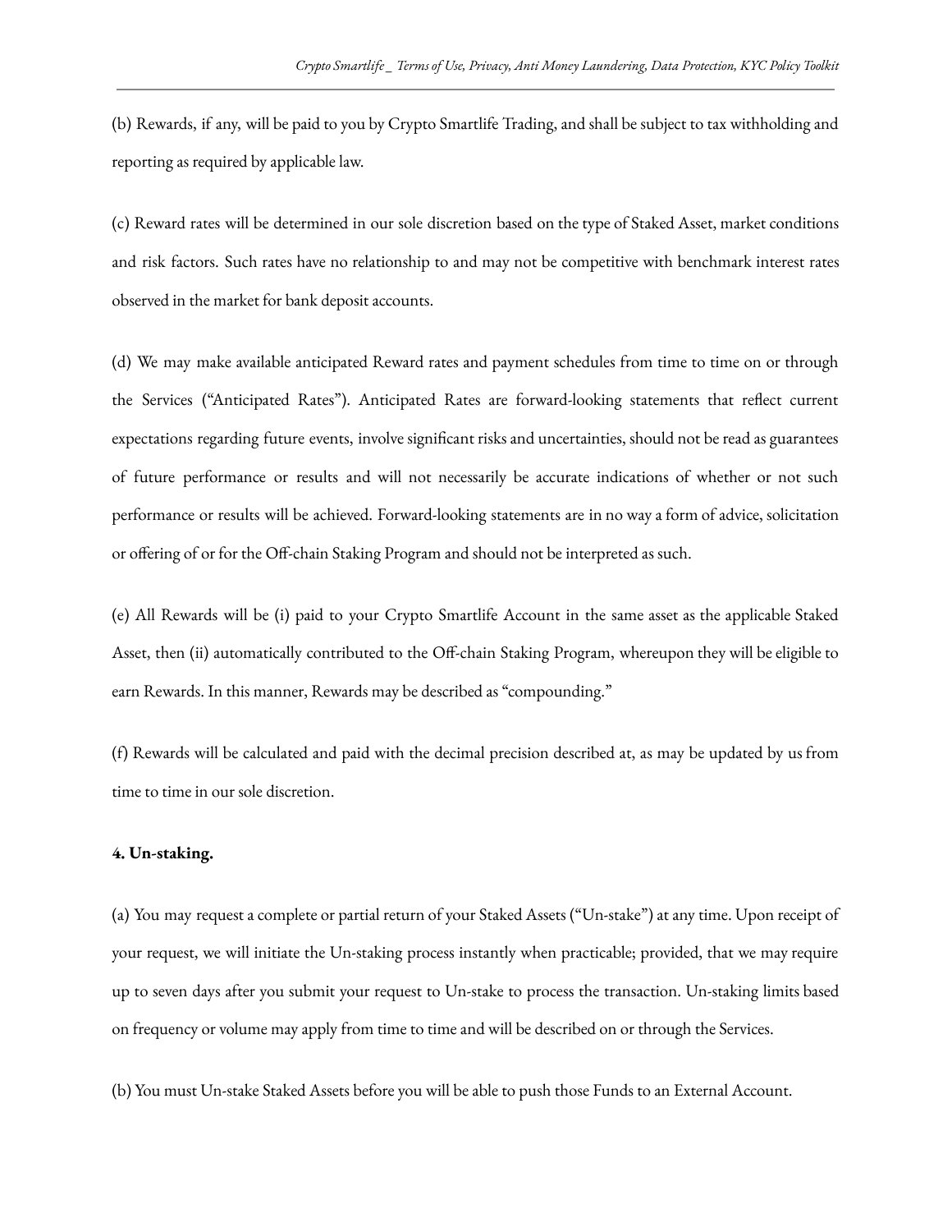(b) Rewards, if any, will be paid to you by Crypto Smartlife Trading, and shall be subject to tax withholding and reporting as required by applicable law.

(c) Reward rates will be determined in our sole discretion based on the type of Staked Asset, market conditions and risk factors. Such rates have no relationship to and may not be competitive with benchmark interest rates observed in the market for bank deposit accounts.

(d) We may make available anticipated Reward rates and payment schedules from time to time on or through the Services ("Anticipated Rates"). Anticipated Rates are forward-looking statements that reflect current expectations regarding future events, involve significant risks and uncertainties, should not be read as guarantees of future performance or results and will not necessarily be accurate indications of whether or not such performance or results will be achieved. Forward-looking statements are in no way a form of advice, solicitation or offering of or for the Off-chain Staking Program and should not be interpreted as such.

(e) All Rewards will be (i) paid to your Crypto Smartlife Account in the same asset as the applicable Staked Asset, then (ii) automatically contributed to the Off-chain Staking Program, whereupon they will be eligible to earn Rewards. In this manner, Rewards may be described as "compounding."

(f) Rewards will be calculated and paid with the decimal precision described at, as may be updated by us from time to time in our sole discretion.

**4. Un-staking.**

(a) You may request a complete or partial return of your Staked Assets ("Un-stake") at any time. Upon receipt of your request, we will initiate the Un-staking process instantly when practicable; provided, that we may require up to seven days after you submit your request to Un-stake to process the transaction. Un-staking limits based on frequency or volume may apply from time to time and will be described on or through the Services.

(b) You must Un-stake Staked Assets before you will be able to push those Funds to an External Account.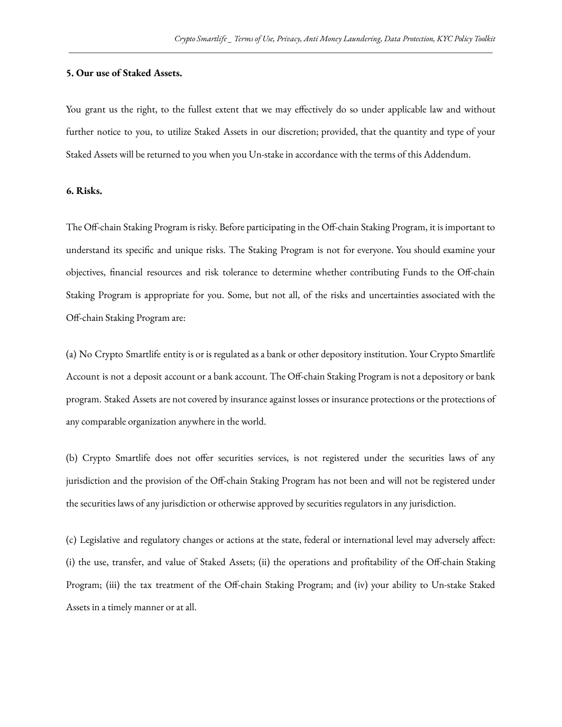**5. Our use of Staked Assets.**

You grant us the right, to the fullest extent that we may effectively do so under applicable law and without further notice to you, to utilize Staked Assets in our discretion; provided, that the quantity and type of your Staked Assets will be returned to you when you Un-stake in accordance with the terms of this Addendum.

**6. Risks.**

The Off-chain Staking Program is risky. Before participating in the Off-chain Staking Program, it is important to understand its specific and unique risks. The Staking Program is not for everyone. You should examine your objectives, financial resources and risk tolerance to determine whether contributing Funds to the Off-chain Staking Program is appropriate for you. Some, but not all, of the risks and uncertainties associated with the Off-chain Staking Program are:

(a) No Crypto Smartlife entity is or is regulated as a bank or other depository institution. Your Crypto Smartlife Account is not a deposit account or a bank account. The Off-chain Staking Program is not a depository or bank program. Staked Assets are not covered by insurance against losses or insurance protections or the protections of any comparable organization anywhere in the world.

(b) Crypto Smartlife does not offer securities services, is not registered under the securities laws of any jurisdiction and the provision of the Off-chain Staking Program has not been and will not be registered under the securities laws of any jurisdiction or otherwise approved by securities regulators in any jurisdiction.

(c) Legislative and regulatory changes or actions at the state, federal or international level may adversely affect: (i) the use, transfer, and value of Staked Assets; (ii) the operations and profitability of the Off-chain Staking Program; (iii) the tax treatment of the Off-chain Staking Program; and (iv) your ability to Un-stake Staked Assets in a timely manner or at all.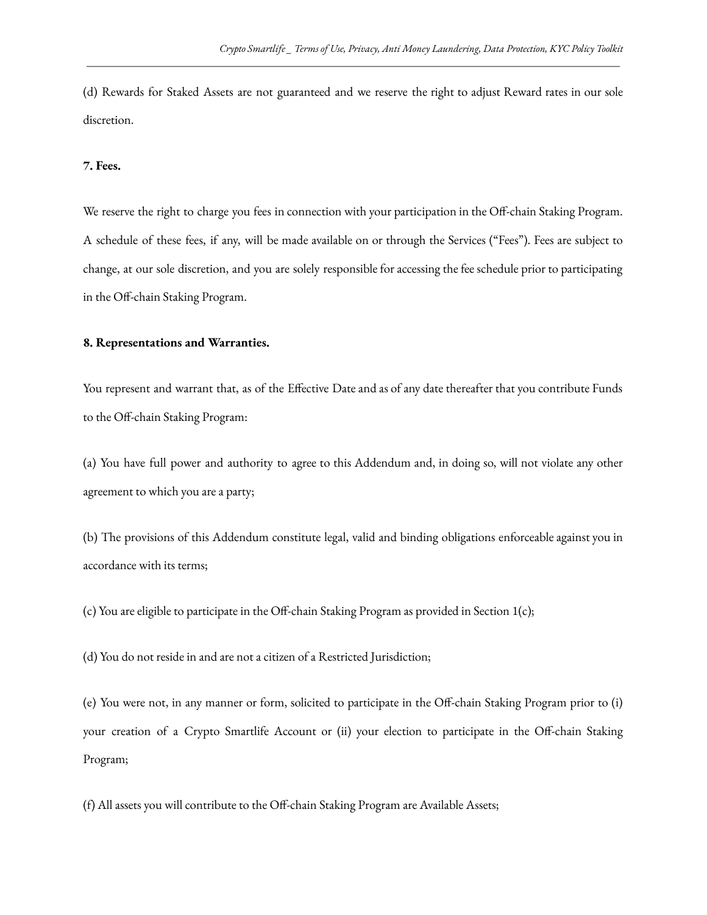(d) Rewards for Staked Assets are not guaranteed and we reserve the right to adjust Reward rates in our sole discretion.

**7. Fees.**

We reserve the right to charge you fees in connection with your participation in the Off-chain Staking Program. A schedule of these fees, if any, will be made available on or through the Services ("Fees"). Fees are subject to change, at our sole discretion, and you are solely responsible for accessing the fee schedule prior to participating in the Off-chain Staking Program.

**8. Representations and Warranties.**

You represent and warrant that, as of the Effective Date and as of any date thereafter that you contribute Funds to the Off-chain Staking Program:

(a) You have full power and authority to agree to this Addendum and, in doing so, will not violate any other agreement to which you are a party;

(b) The provisions of this Addendum constitute legal, valid and binding obligations enforceable against you in accordance with its terms;

(c) You are eligible to participate in the Off-chain Staking Program as provided in Section 1(c);

(d) You do not reside in and are not a citizen of a Restricted Jurisdiction;

(e) You were not, in any manner or form, solicited to participate in the Off-chain Staking Program prior to (i) your creation of a Crypto Smartlife Account or (ii) your election to participate in the Off-chain Staking Program;

(f) All assets you will contribute to the Off-chain Staking Program are Available Assets;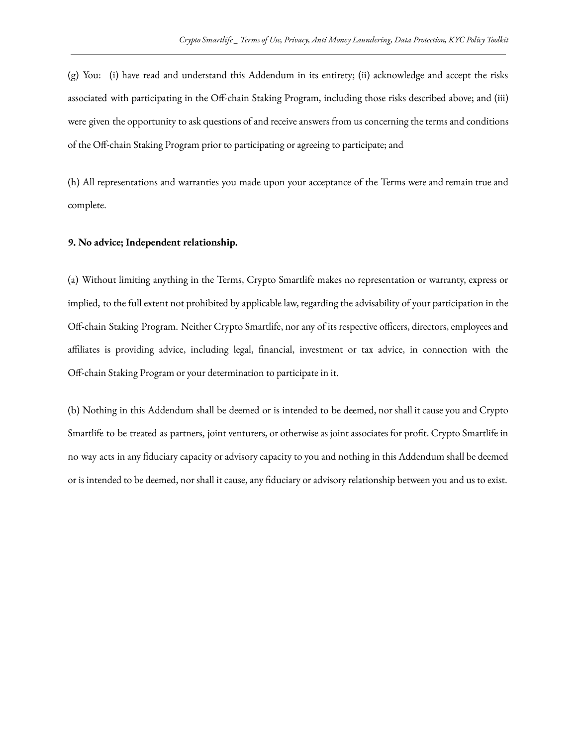(g) You: (i) have read and understand this Addendum in its entirety; (ii) acknowledge and accept the risks associated with participating in the Off-chain Staking Program, including those risks described above; and (iii) were given the opportunity to ask questions of and receive answers from us concerning the terms and conditions of the Off-chain Staking Program prior to participating or agreeing to participate; and

(h) All representations and warranties you made upon your acceptance of the Terms were and remain true and complete.

**9. No advice; Independent relationship.**

(a) Without limiting anything in the Terms, Crypto Smartlife makes no representation or warranty, express or implied, to the full extent not prohibited by applicable law, regarding the advisability of your participation in the Off-chain Staking Program. Neither Crypto Smartlife, nor any of its respective officers, directors, employees and affiliates is providing advice, including legal, financial, investment or tax advice, in connection with the Off-chain Staking Program or your determination to participate in it.

(b) Nothing in this Addendum shall be deemed or is intended to be deemed, nor shall it cause you and Crypto Smartlife to be treated as partners, joint venturers, or otherwise as joint associates for profit. Crypto Smartlife in no way acts in any fiduciary capacity or advisory capacity to you and nothing in this Addendum shall be deemed or is intended to be deemed, nor shall it cause, any fiduciary or advisory relationship between you and us to exist.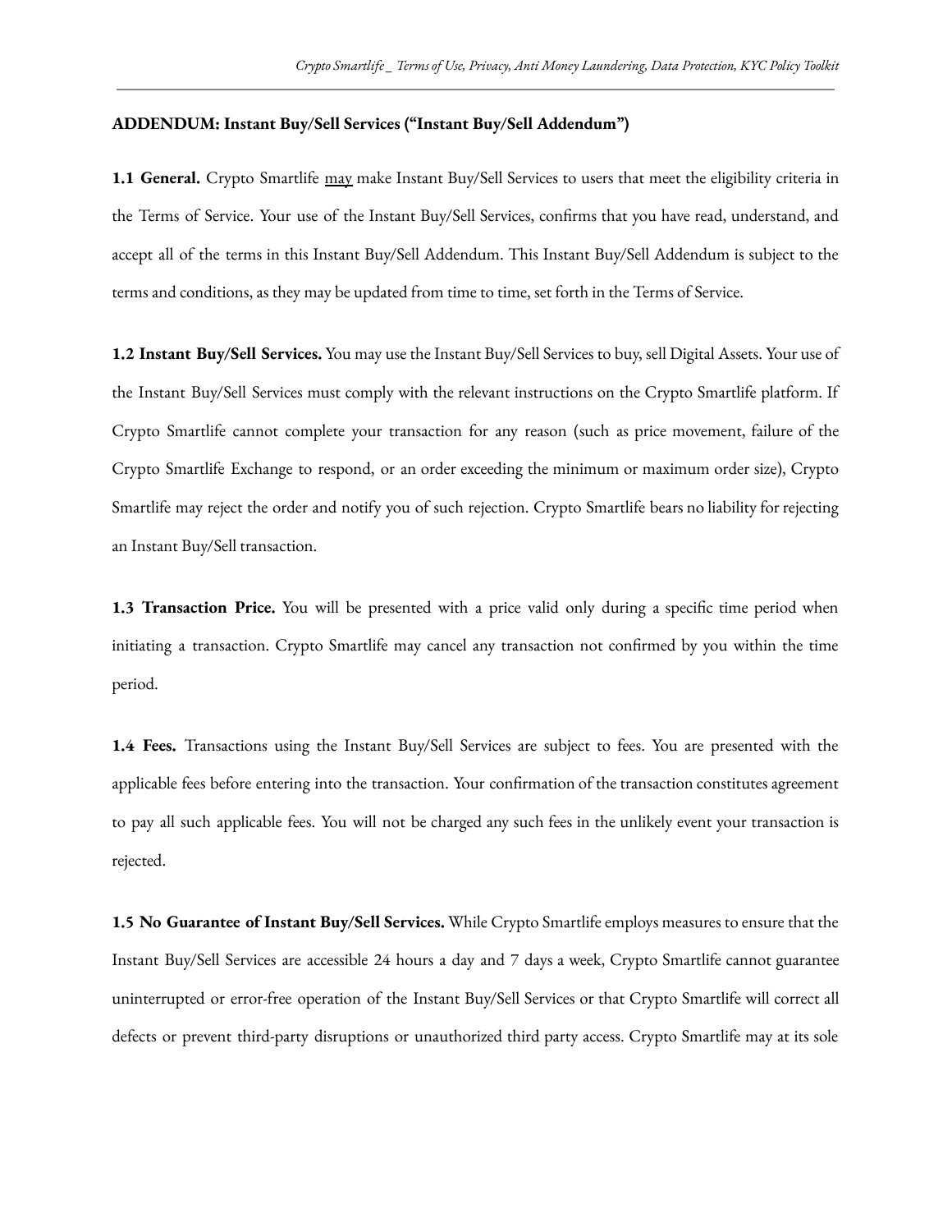**ADDENDUM: Instant Buy/Sell Services ("Instant Buy/Sell Addendum")**

**1.1 General.** Crypto Smartlife <u>may</u> make Instant Buy/Sell Services to users that meet the eligibility criteria in the Terms of Service. Your use of the Instant Buy/Sell Services, confirms that you have read, understand, and accept all of the terms in this Instant Buy/Sell Addendum. This Instant Buy/Sell Addendum is subject to the terms and conditions, as they may be updated from time to time, set forth in the Terms of Service.

**1.2 Instant Buy/Sell Services.** You may use the Instant Buy/Sell Services to buy, sell Digital Assets. Your use of the Instant Buy/Sell Services must comply with the relevant instructions on the Crypto Smartlife platform. If Crypto Smartlife cannot complete your transaction for any reason (such as price movement, failure of the Crypto Smartlife Exchange to respond, or an order exceeding the minimum or maximum order size), Crypto Smartlife may reject the order and notify you of such rejection. Crypto Smartlife bears no liability for rejecting an Instant Buy/Sell transaction.

**1.3 Transaction Price.** You will be presented with a price valid only during a specific time period when initiating a transaction. Crypto Smartlife may cancel any transaction not confirmed by you within the time period.

**1.4 Fees.** Transactions using the Instant Buy/Sell Services are subject to fees. You are presented with the applicable fees before entering into the transaction. Your confirmation of the transaction constitutes agreement to pay all such applicable fees. You will not be charged any such fees in the unlikely event your transaction is rejected.

**1.5 No Guarantee of Instant Buy/Sell Services.** While Crypto Smartlife employs measures to ensure that the Instant Buy/Sell Services are accessible 24 hours a day and 7 days a week, Crypto Smartlife cannot guarantee uninterrupted or error-free operation of the Instant Buy/Sell Services or that Crypto Smartlife will correct all defects or prevent third-party disruptions or unauthorized third party access. Crypto Smartlife may at its sole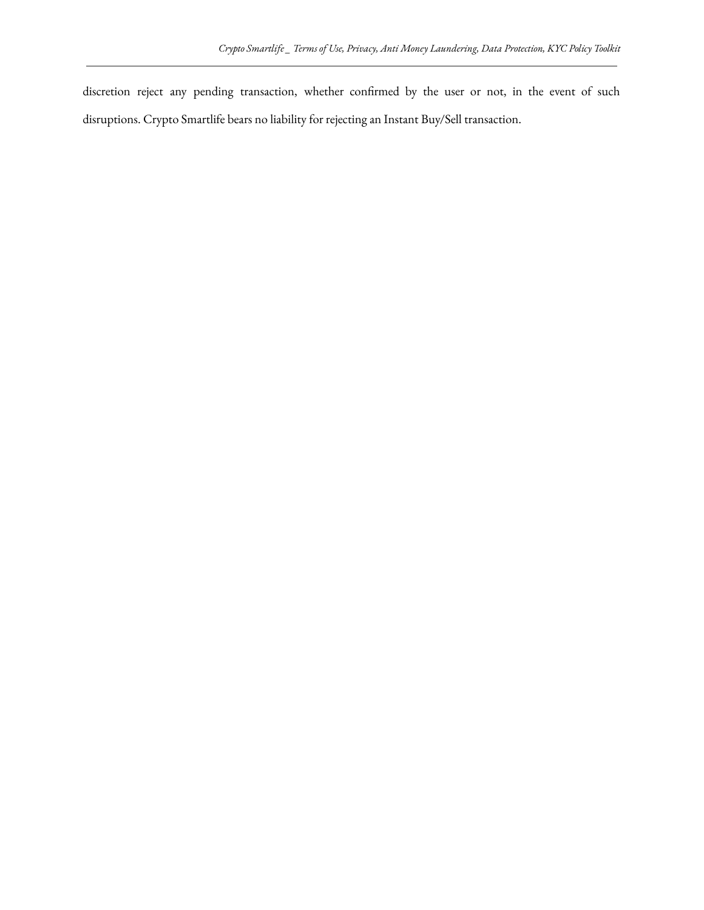discretion reject any pending transaction, whether confirmed by the user or not, in the event of such disruptions. Crypto Smartlife bears no liability for rejecting an Instant Buy/Sell transaction.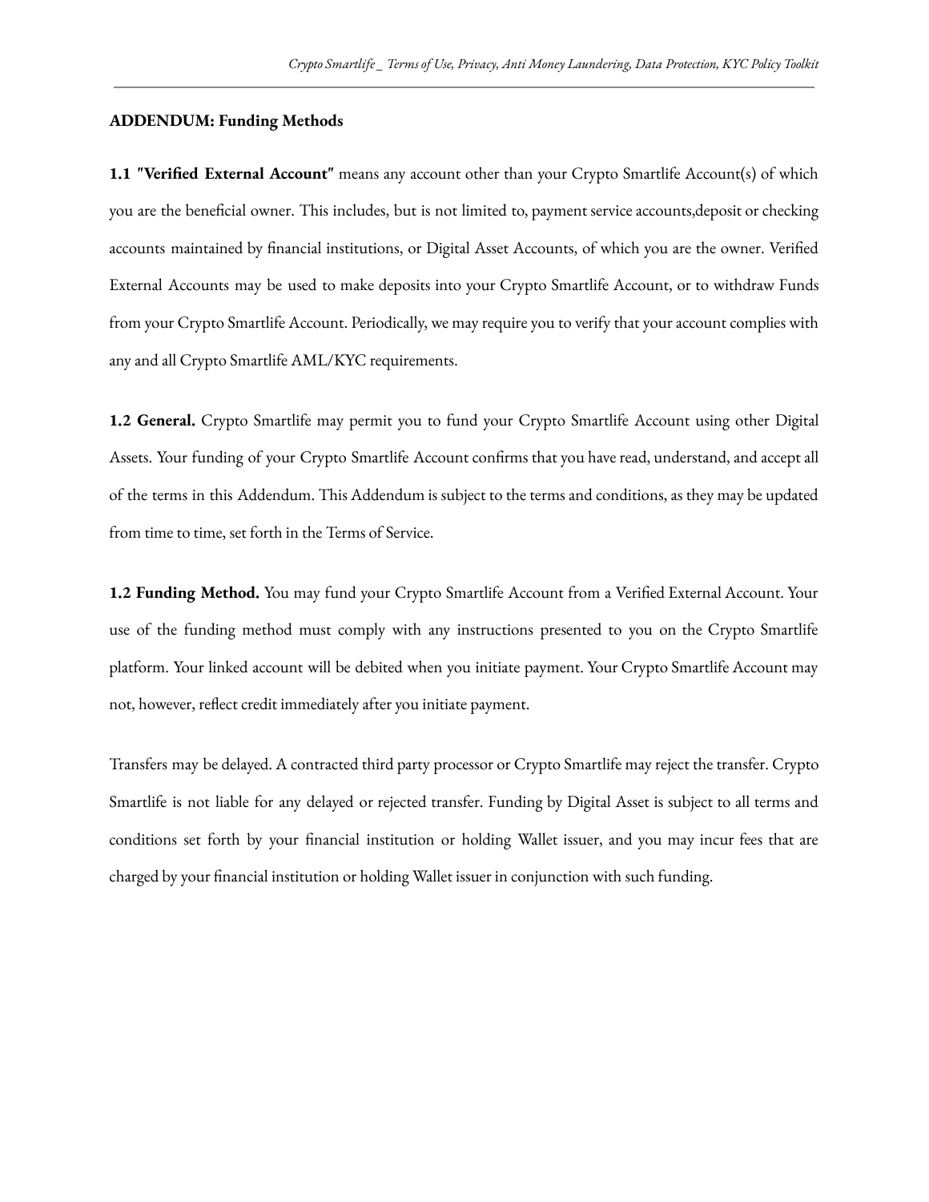**ADDENDUM: Funding Methods**

**1.1 "Verified External Account"** means any account other than your Crypto Smartlife Account(s) of which you are the beneficial owner. This includes, but is not limited to, payment service accounts,deposit or checking accounts maintained by financial institutions, or Digital Asset Accounts, of which you are the owner. Verified External Accounts may be used to make deposits into your Crypto Smartlife Account, or to withdraw Funds from your Crypto Smartlife Account. Periodically, we may require you to verify that your account complies with any and all Crypto Smartlife AML/KYC requirements.

**1.2 General.** Crypto Smartlife may permit you to fund your Crypto Smartlife Account using other Digital Assets. Your funding of your Crypto Smartlife Account confirms that you have read, understand, and accept all of the terms in this Addendum. This Addendum is subject to the terms and conditions, as they may be updated from time to time, set forth in the Terms of Service.

**1.2 Funding Method.** You may fund your Crypto Smartlife Account from a Verified External Account. Your use of the funding method must comply with any instructions presented to you on the Crypto Smartlife platform. Your linked account will be debited when you initiate payment. Your Crypto Smartlife Account may not, however, reflect credit immediately after you initiate payment.

Transfers may be delayed. A contracted third party processor or Crypto Smartlife may reject the transfer. Crypto Smartlife is not liable for any delayed or rejected transfer. Funding by Digital Asset is subject to all terms and conditions set forth by your financial institution or holding Wallet issuer, and you may incur fees that are charged by your financial institution or holding Wallet issuer in conjunction with such funding.